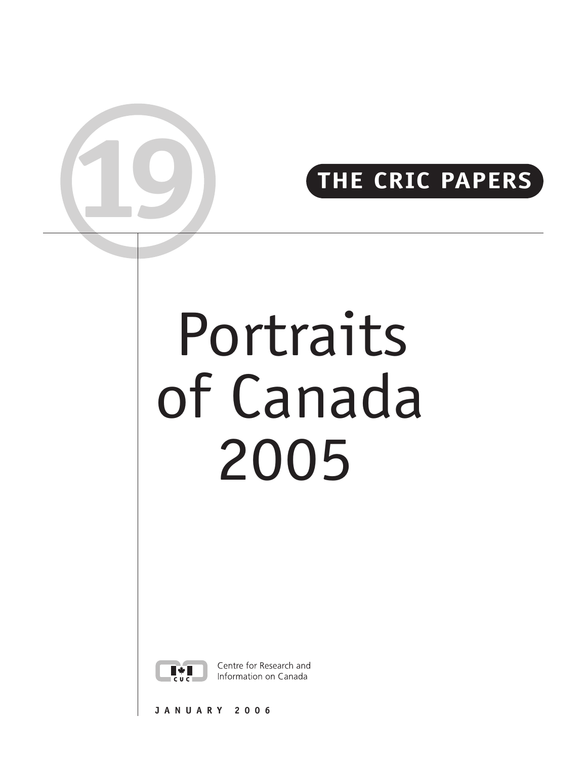19

THE CRIC PAPERS

# Portraits of Canada 2005

Centre for Research and Information on Canada

JANUARY 2006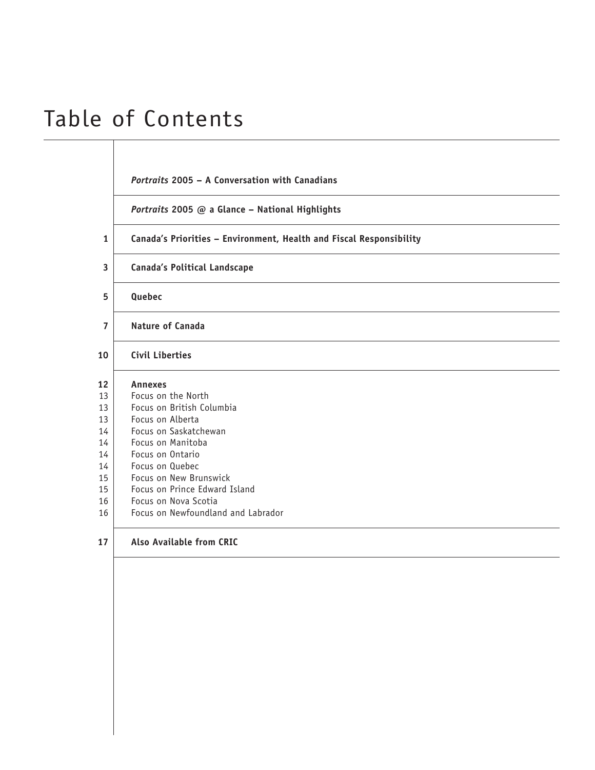# Table of Contents

| | |
|---|---|
| | ***Portraits* 2005 – A Conversation with Canadians** |
| | ***Portraits* 2005 @ a Glance – National Highlights** |
| **1** | **Canada's Priorities – Environment, Health and Fiscal Responsibility** |
| **3** | **Canada's Political Landscape** |
| **5** | **Quebec** |
| **7** | **Nature of Canada** |
| **10** | **Civil Liberties** |
| **12** | **Annexes** |
| 13 | Focus on the North |
| 13 | Focus on British Columbia |
| 13 | Focus on Alberta |
| 14 | Focus on Saskatchewan |
| 14 | Focus on Manitoba |
| 14 | Focus on Ontario |
| 14 | Focus on Quebec |
| 15 | Focus on New Brunswick |
| 15 | Focus on Prince Edward Island |
| 16 | Focus on Nova Scotia |
| 16 | Focus on Newfoundland and Labrador |
| **17** | **Also Available from CRIC** |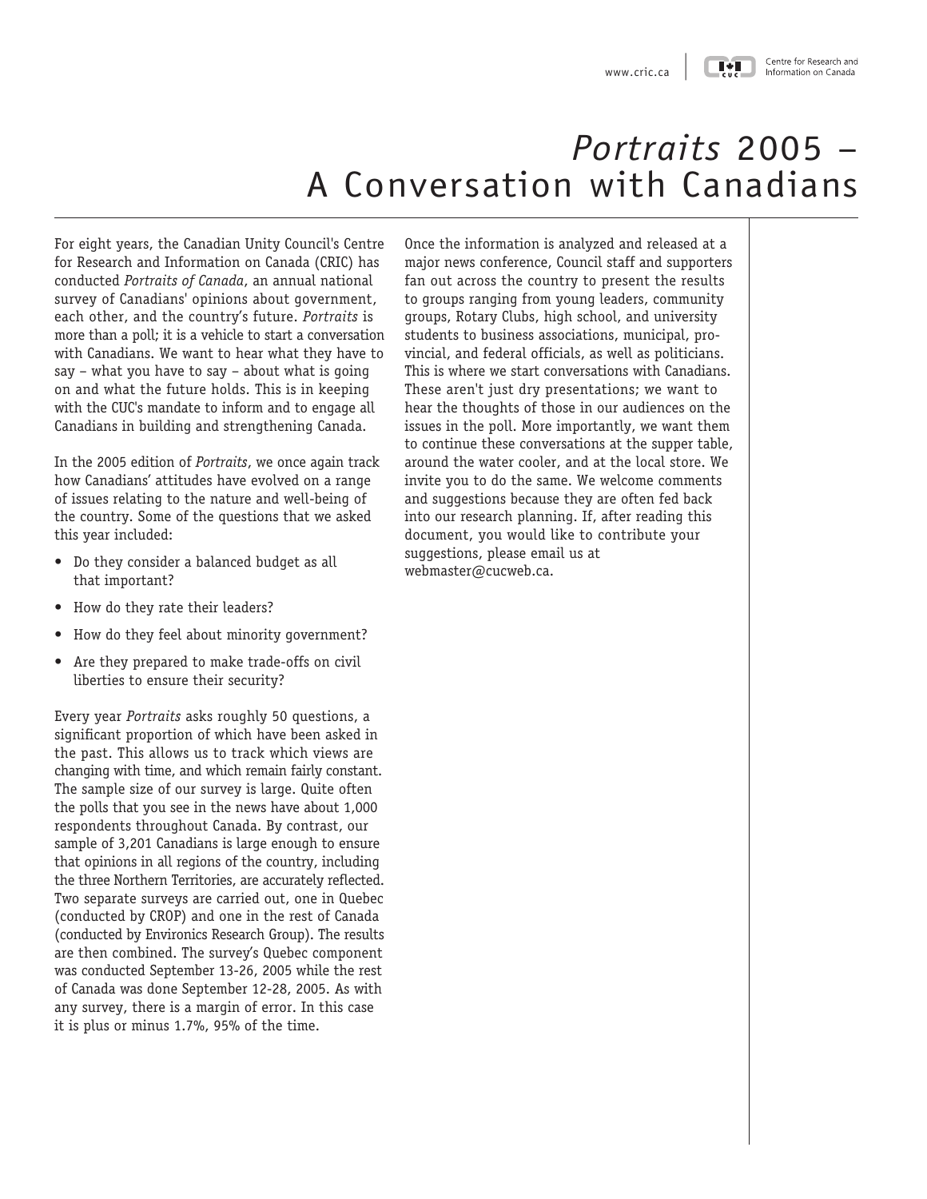# *Portraits* 2005 – A Conversation with Canadians

For eight years, the Canadian Unity Council's Centre for Research and Information on Canada (CRIC) has conducted *Portraits of Canada*, an annual national survey of Canadians' opinions about government, each other, and the country's future. *Portraits* is more than a poll; it is a vehicle to start a conversation with Canadians. We want to hear what they have to say – what you have to say – about what is going on and what the future holds. This is in keeping with the CUC's mandate to inform and to engage all Canadians in building and strengthening Canada.

In the 2005 edition of *Portraits*, we once again track how Canadians' attitudes have evolved on a range of issues relating to the nature and well-being of the country. Some of the questions that we asked this year included:

- Do they consider a balanced budget as all that important?
- How do they rate their leaders?
- How do they feel about minority government?
- Are they prepared to make trade-offs on civil liberties to ensure their security?

Every year *Portraits* asks roughly 50 questions, a significant proportion of which have been asked in the past. This allows us to track which views are changing with time, and which remain fairly constant. The sample size of our survey is large. Quite often the polls that you see in the news have about 1,000 respondents throughout Canada. By contrast, our sample of 3,201 Canadians is large enough to ensure that opinions in all regions of the country, including the three Northern Territories, are accurately reflected. Two separate surveys are carried out, one in Quebec (conducted by CROP) and one in the rest of Canada (conducted by Environics Research Group). The results are then combined. The survey's Quebec component was conducted September 13-26, 2005 while the rest of Canada was done September 12-28, 2005. As with any survey, there is a margin of error. In this case it is plus or minus 1.7%, 95% of the time.

Once the information is analyzed and released at a major news conference, Council staff and supporters fan out across the country to present the results to groups ranging from young leaders, community groups, Rotary Clubs, high school, and university students to business associations, municipal, provincial, and federal officials, as well as politicians. This is where we start conversations with Canadians. These aren't just dry presentations; we want to hear the thoughts of those in our audiences on the issues in the poll. More importantly, we want them to continue these conversations at the supper table, around the water cooler, and at the local store. We invite you to do the same. We welcome comments and suggestions because they are often fed back into our research planning. If, after reading this document, you would like to contribute your suggestions, please email us at webmaster@cucweb.ca.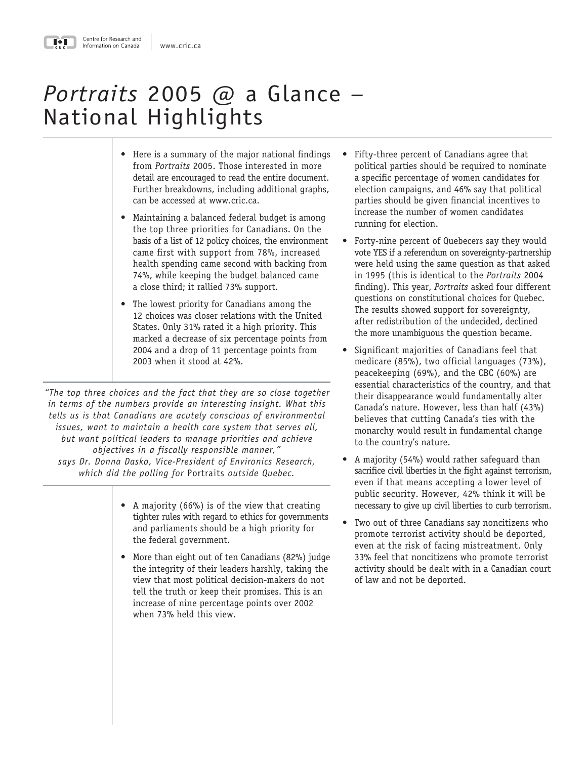# *Portraits* 2005 @ a Glance – National Highlights

- Here is a summary of the major national findings from *Portraits* 2005. Those interested in more detail are encouraged to read the entire document. Further breakdowns, including additional graphs, can be accessed at www.cric.ca.
- Maintaining a balanced federal budget is among the top three priorities for Canadians. On the basis of a list of 12 policy choices, the environment came first with support from 78%, increased health spending came second with backing from 74%, while keeping the budget balanced came a close third; it rallied 73% support.
- The lowest priority for Canadians among the 12 choices was closer relations with the United States. Only 31% rated it a high priority. This marked a decrease of six percentage points from 2004 and a drop of 11 percentage points from 2003 when it stood at 42%.

*"The top three choices and the fact that they are so close together in terms of the numbers provide an interesting insight. What this tells us is that Canadians are acutely conscious of environmental issues, want to maintain a health care system that serves all, but want political leaders to manage priorities and achieve objectives in a fiscally responsible manner," says Dr. Donna Dasko, Vice-President of Environics Research, which did the polling for* Portraits *outside Quebec.*

- A majority (66%) is of the view that creating tighter rules with regard to ethics for governments and parliaments should be a high priority for the federal government.
- More than eight out of ten Canadians (82%) judge the integrity of their leaders harshly, taking the view that most political decision-makers do not tell the truth or keep their promises. This is an increase of nine percentage points over 2002 when 73% held this view.
- Fifty-three percent of Canadians agree that political parties should be required to nominate a specific percentage of women candidates for election campaigns, and 46% say that political parties should be given financial incentives to increase the number of women candidates running for election.
- Forty-nine percent of Quebecers say they would vote YES if a referendum on sovereignty-partnership were held using the same question as that asked in 1995 (this is identical to the *Portraits* 2004 finding). This year, *Portraits* asked four different questions on constitutional choices for Quebec. The results showed support for sovereignty, after redistribution of the undecided, declined the more unambiguous the question became.
- Significant majorities of Canadians feel that medicare (85%), two official languages (73%), peacekeeping (69%), and the CBC (60%) are essential characteristics of the country, and that their disappearance would fundamentally alter Canada's nature. However, less than half (43%) believes that cutting Canada's ties with the monarchy would result in fundamental change to the country's nature.
- A majority (54%) would rather safeguard than sacrifice civil liberties in the fight against terrorism, even if that means accepting a lower level of public security. However, 42% think it will be necessary to give up civil liberties to curb terrorism.
- Two out of three Canadians say noncitizens who promote terrorist activity should be deported, even at the risk of facing mistreatment. Only 33% feel that noncitizens who promote terrorist activity should be dealt with in a Canadian court of law and not be deported.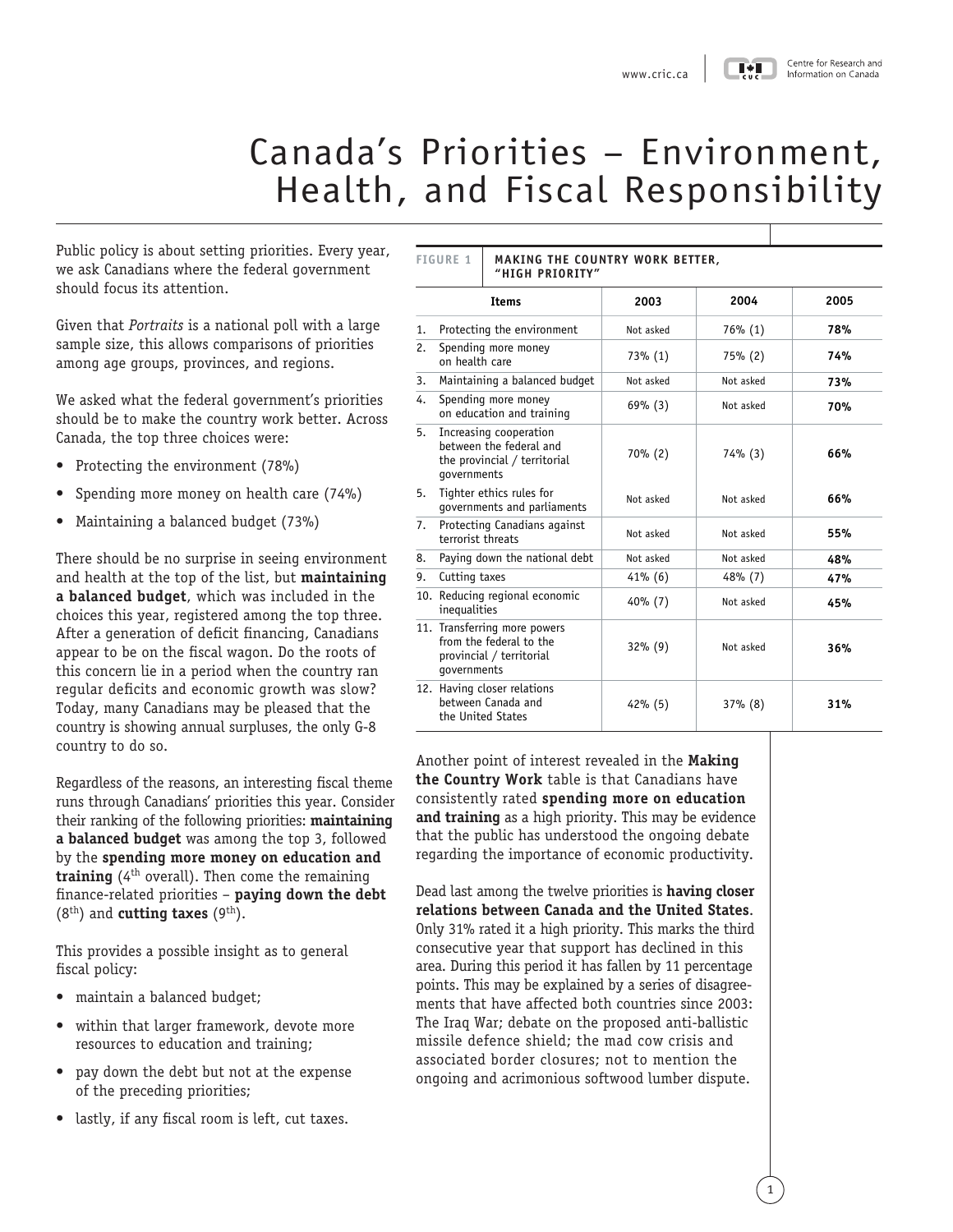# Canada's Priorities – Environment, Health, and Fiscal Responsibility

Public policy is about setting priorities. Every year, we ask Canadians where the federal government should focus its attention.

Given that *Portraits* is a national poll with a large sample size, this allows comparisons of priorities among age groups, provinces, and regions.

We asked what the federal government's priorities should be to make the country work better. Across Canada, the top three choices were:

- Protecting the environment (78%)
- Spending more money on health care (74%)
- Maintaining a balanced budget (73%)

There should be no surprise in seeing environment and health at the top of the list, but **maintaining a balanced budget**, which was included in the choices this year, registered among the top three. After a generation of deficit financing, Canadians appear to be on the fiscal wagon. Do the roots of this concern lie in a period when the country ran regular deficits and economic growth was slow? Today, many Canadians may be pleased that the country is showing annual surpluses, the only G-8 country to do so.

Regardless of the reasons, an interesting fiscal theme runs through Canadians' priorities this year. Consider their ranking of the following priorities: **maintaining a balanced budget** was among the top 3, followed by the **spending more money on education and training** (4th overall). Then come the remaining finance-related priorities – **paying down the debt** (8th) and **cutting taxes** (9th).

This provides a possible insight as to general fiscal policy:

- maintain a balanced budget;
- within that larger framework, devote more resources to education and training;
- pay down the debt but not at the expense of the preceding priorities;
- lastly, if any fiscal room is left, cut taxes.

**FIGURE 1 MAKING THE COUNTRY WORK BETTER, "HIGH PRIORITY"**

| Items | 2003 | 2004 | 2005 |
|---|---|---|---|
| 1. Protecting the environment | Not asked | 76% (1) | **78%** |
| 2. Spending more money on health care | 73% (1) | 75% (2) | **74%** |
| 3. Maintaining a balanced budget | Not asked | Not asked | **73%** |
| 4. Spending more money on education and training | 69% (3) | Not asked | **70%** |
| 5. Increasing cooperation between the federal and the provincial / territorial governments | 70% (2) | 74% (3) | **66%** |
| 5. Tighter ethics rules for governments and parliaments | Not asked | Not asked | **66%** |
| 7. Protecting Canadians against terrorist threats | Not asked | Not asked | **55%** |
| 8. Paying down the national debt | Not asked | Not asked | **48%** |
| 9. Cutting taxes | 41% (6) | 48% (7) | **47%** |
| 10. Reducing regional economic inequalities | 40% (7) | Not asked | **45%** |
| 11. Transferring more powers from the federal to the provincial / territorial governments | 32% (9) | Not asked | **36%** |
| 12. Having closer relations between Canada and the United States | 42% (5) | 37% (8) | **31%** |

Another point of interest revealed in the **Making the Country Work** table is that Canadians have consistently rated **spending more on education and training** as a high priority. This may be evidence that the public has understood the ongoing debate regarding the importance of economic productivity.

Dead last among the twelve priorities is **having closer relations between Canada and the United States**. Only 31% rated it a high priority. This marks the third consecutive year that support has declined in this area. During this period it has fallen by 11 percentage points. This may be explained by a series of disagreements that have affected both countries since 2003: The Iraq War; debate on the proposed anti-ballistic missile defence shield; the mad cow crisis and associated border closures; not to mention the ongoing and acrimonious softwood lumber dispute.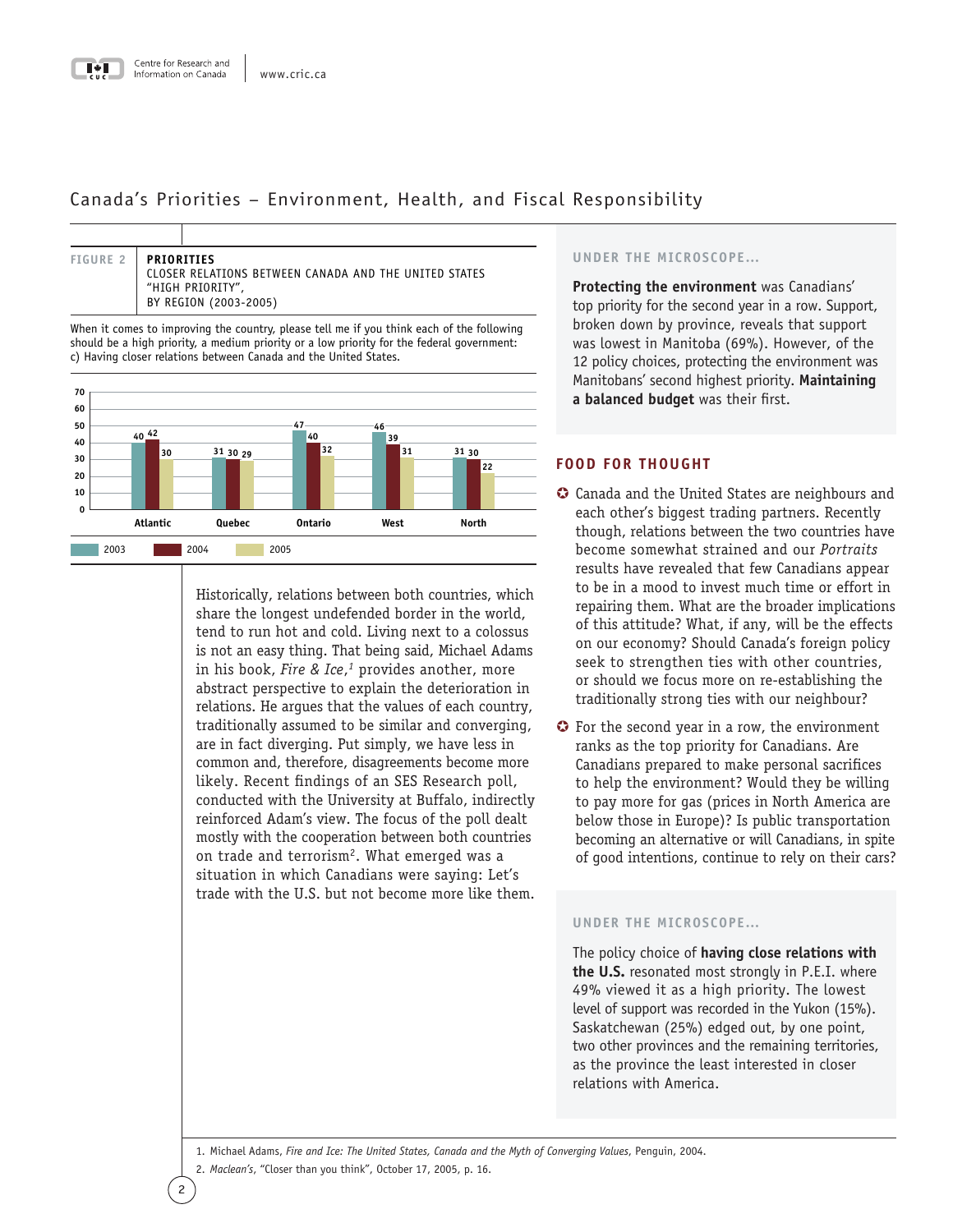## Canada's Priorities – Environment, Health, and Fiscal Responsibility

**FIGURE 2** **PRIORITIES**
CLOSER RELATIONS BETWEEN CANADA AND THE UNITED STATES "HIGH PRIORITY", BY REGION (2003-2005)

When it comes to improving the country, please tell me if you think each of the following should be a high priority, a medium priority or a low priority for the federal government: c) Having closer relations between Canada and the United States.

| Region | 2003 | 2004 | 2005 |
|---|---|---|---|
| Atlantic | 40 | 42 | 30 |
| Quebec | 31 | 30 | 29 |
| Ontario | 47 | 40 | 32 |
| West | 46 | 39 | 31 |
| North | 31 | 30 | 22 |

Historically, relations between both countries, which share the longest undefended border in the world, tend to run hot and cold. Living next to a colossus is not an easy thing. That being said, Michael Adams in his book, *Fire & Ice*,[1] provides another, more abstract perspective to explain the deterioration in relations. He argues that the values of each country, traditionally assumed to be similar and converging, are in fact diverging. Put simply, we have less in common and, therefore, disagreements become more likely. Recent findings of an SES Research poll, conducted with the University at Buffalo, indirectly reinforced Adam's view. The focus of the poll dealt mostly with the cooperation between both countries on trade and terrorism[2]. What emerged was a situation in which Canadians were saying: Let's trade with the U.S. but not become more like them.

### UNDER THE MICROSCOPE...

**Protecting the environment** was Canadians' top priority for the second year in a row. Support, broken down by province, reveals that support was lowest in Manitoba (69%). However, of the 12 policy choices, protecting the environment was Manitobans' second highest priority. **Maintaining a balanced budget** was their first.

### FOOD FOR THOUGHT

- Canada and the United States are neighbours and each other's biggest trading partners. Recently though, relations between the two countries have become somewhat strained and our *Portraits* results have revealed that few Canadians appear to be in a mood to invest much time or effort in repairing them. What are the broader implications of this attitude? What, if any, will be the effects on our economy? Should Canada's foreign policy seek to strengthen ties with other countries, or should we focus more on re-establishing the traditionally strong ties with our neighbour?
- For the second year in a row, the environment ranks as the top priority for Canadians. Are Canadians prepared to make personal sacrifices to help the environment? Would they be willing to pay more for gas (prices in North America are below those in Europe)? Is public transportation becoming an alternative or will Canadians, in spite of good intentions, continue to rely on their cars?

### UNDER THE MICROSCOPE...

The policy choice of **having close relations with the U.S.** resonated most strongly in P.E.I. where 49% viewed it as a high priority. The lowest level of support was recorded in the Yukon (15%). Saskatchewan (25%) edged out, by one point, two other provinces and the remaining territories, as the province the least interested in closer relations with America.

1. Michael Adams, *Fire and Ice: The United States, Canada and the Myth of Converging Values*, Penguin, 2004.
2. *Maclean's*, "Closer than you think", October 17, 2005, p. 16.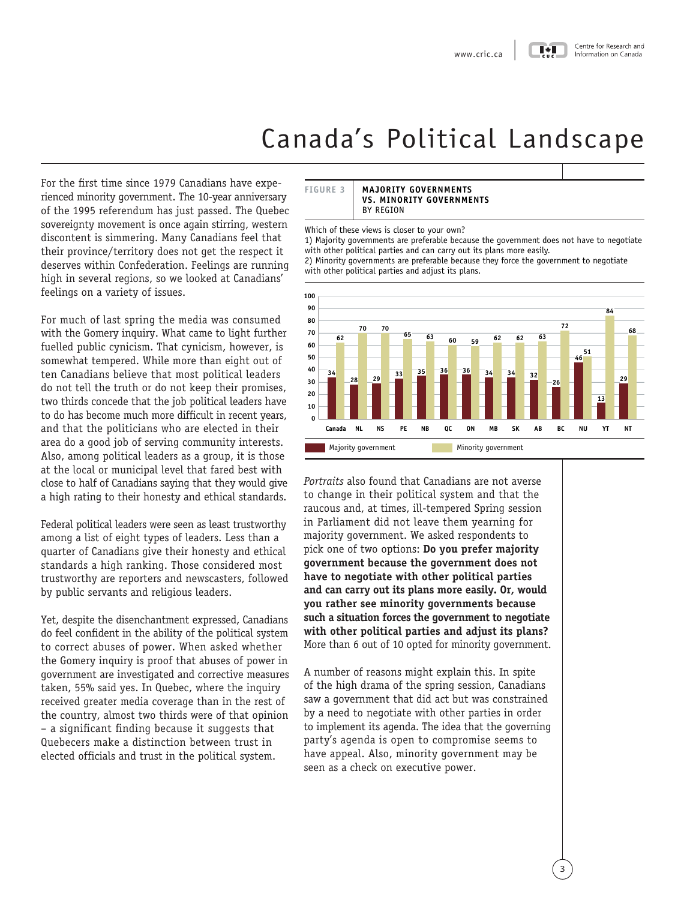# Canada's Political Landscape

For the first time since 1979 Canadians have experienced minority government. The 10-year anniversary of the 1995 referendum has just passed. The Quebec sovereignty movement is once again stirring, western discontent is simmering. Many Canadians feel that their province/territory does not get the respect it deserves within Confederation. Feelings are running high in several regions, so we looked at Canadians' feelings on a variety of issues.

For much of last spring the media was consumed with the Gomery inquiry. What came to light further fuelled public cynicism. That cynicism, however, is somewhat tempered. While more than eight out of ten Canadians believe that most political leaders do not tell the truth or do not keep their promises, two thirds concede that the job political leaders have to do has become much more difficult in recent years, and that the politicians who are elected in their area do a good job of serving community interests. Also, among political leaders as a group, it is those at the local or municipal level that fared best with close to half of Canadians saying that they would give a high rating to their honesty and ethical standards.

Federal political leaders were seen as least trustworthy among a list of eight types of leaders. Less than a quarter of Canadians give their honesty and ethical standards a high ranking. Those considered most trustworthy are reporters and newscasters, followed by public servants and religious leaders.

Yet, despite the disenchantment expressed, Canadians do feel confident in the ability of the political system to correct abuses of power. When asked whether the Gomery inquiry is proof that abuses of power in government are investigated and corrective measures taken, 55% said yes. In Quebec, where the inquiry received greater media coverage than in the rest of the country, almost two thirds were of that opinion – a significant finding because it suggests that Quebecers make a distinction between trust in elected officials and trust in the political system.

**FIGURE 3** **MAJORITY GOVERNMENTS VS. MINORITY GOVERNMENTS** BY REGION

Which of these views is closer to your own?
1) Majority governments are preferable because the government does not have to negotiate with other political parties and can carry out its plans more easily.
2) Minority governments are preferable because they force the government to negotiate with other political parties and adjust its plans.

| | Canada | NL | NS | PE | NB | QC | ON | MB | SK | AB | BC | NU | YT | NT |
|---|---|---|---|---|---|---|---|---|---|---|---|---|---|---|
| Majority government | 34 | 28 | 29 | 33 | 35 | 36 | 36 | 34 | 34 | 32 | 26 | 46 | 13 | 29 |
| Minority government | 62 | 70 | 70 | 65 | 63 | 60 | 59 | 62 | 62 | 63 | 72 | 51 | 84 | 68 |

*Portraits* also found that Canadians are not averse to change in their political system and that the raucous and, at times, ill-tempered Spring session in Parliament did not leave them yearning for majority government. We asked respondents to pick one of two options: **Do you prefer majority government because the government does not have to negotiate with other political parties and can carry out its plans more easily. Or, would you rather see minority governments because such a situation forces the government to negotiate with other political parties and adjust its plans?** More than 6 out of 10 opted for minority government.

A number of reasons might explain this. In spite of the high drama of the spring session, Canadians saw a government that did act but was constrained by a need to negotiate with other parties in order to implement its agenda. The idea that the governing party's agenda is open to compromise seems to have appeal. Also, minority government may be seen as a check on executive power.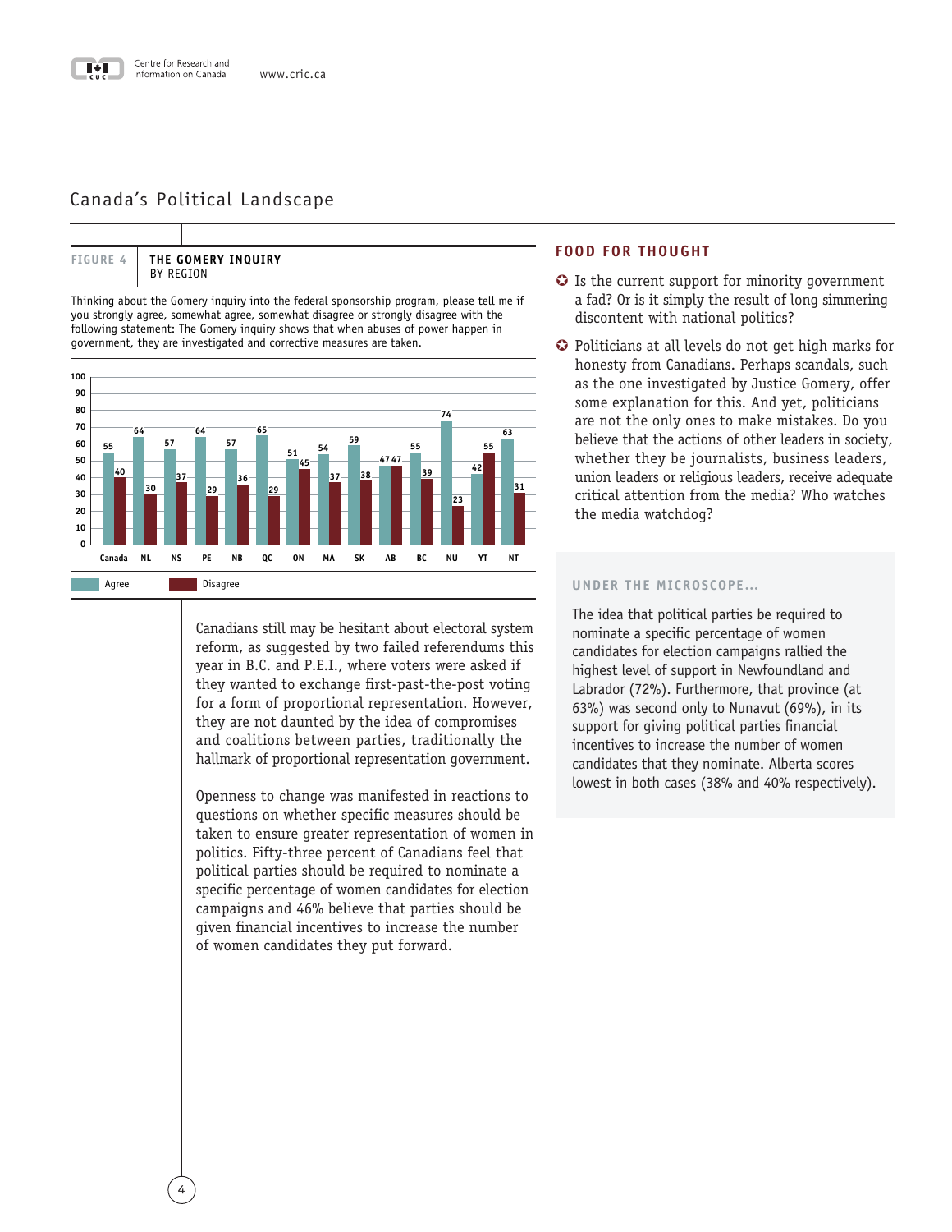## Canada's Political Landscape

**FIGURE 4** | **THE GOMERY INQUIRY** BY REGION

Thinking about the Gomery inquiry into the federal sponsorship program, please tell me if you strongly agree, somewhat agree, somewhat disagree or strongly disagree with the following statement: The Gomery inquiry shows that when abuses of power happen in government, they are investigated and corrective measures are taken.

| | Canada | NL | NS | PE | NB | QC | ON | MA | SK | AB | BC | NU | YT | NT |
|---|---|---|---|---|---|---|---|---|---|---|---|---|---|---|
| Agree | 55 | 64 | 57 | 64 | 57 | 65 | 51 | 54 | 59 | 47 | 55 | 74 | 42 | 63 |
| Disagree | 40 | 30 | 37 | 29 | 36 | 29 | 45 | 37 | 38 | 47 | 39 | 23 | 55 | 31 |

Canadians still may be hesitant about electoral system reform, as suggested by two failed referendums this year in B.C. and P.E.I., where voters were asked if they wanted to exchange first-past-the-post voting for a form of proportional representation. However, they are not daunted by the idea of compromises and coalitions between parties, traditionally the hallmark of proportional representation government.

Openness to change was manifested in reactions to questions on whether specific measures should be taken to ensure greater representation of women in politics. Fifty-three percent of Canadians feel that political parties should be required to nominate a specific percentage of women candidates for election campaigns and 46% believe that parties should be given financial incentives to increase the number of women candidates they put forward.

### FOOD FOR THOUGHT

- Is the current support for minority government a fad? Or is it simply the result of long simmering discontent with national politics?
- Politicians at all levels do not get high marks for honesty from Canadians. Perhaps scandals, such as the one investigated by Justice Gomery, offer some explanation for this. And yet, politicians are not the only ones to make mistakes. Do you believe that the actions of other leaders in society, whether they be journalists, business leaders, union leaders or religious leaders, receive adequate critical attention from the media? Who watches the media watchdog?

### UNDER THE MICROSCOPE...

The idea that political parties be required to nominate a specific percentage of women candidates for election campaigns rallied the highest level of support in Newfoundland and Labrador (72%). Furthermore, that province (at 63%) was second only to Nunavut (69%), in its support for giving political parties financial incentives to increase the number of women candidates that they nominate. Alberta scores lowest in both cases (38% and 40% respectively).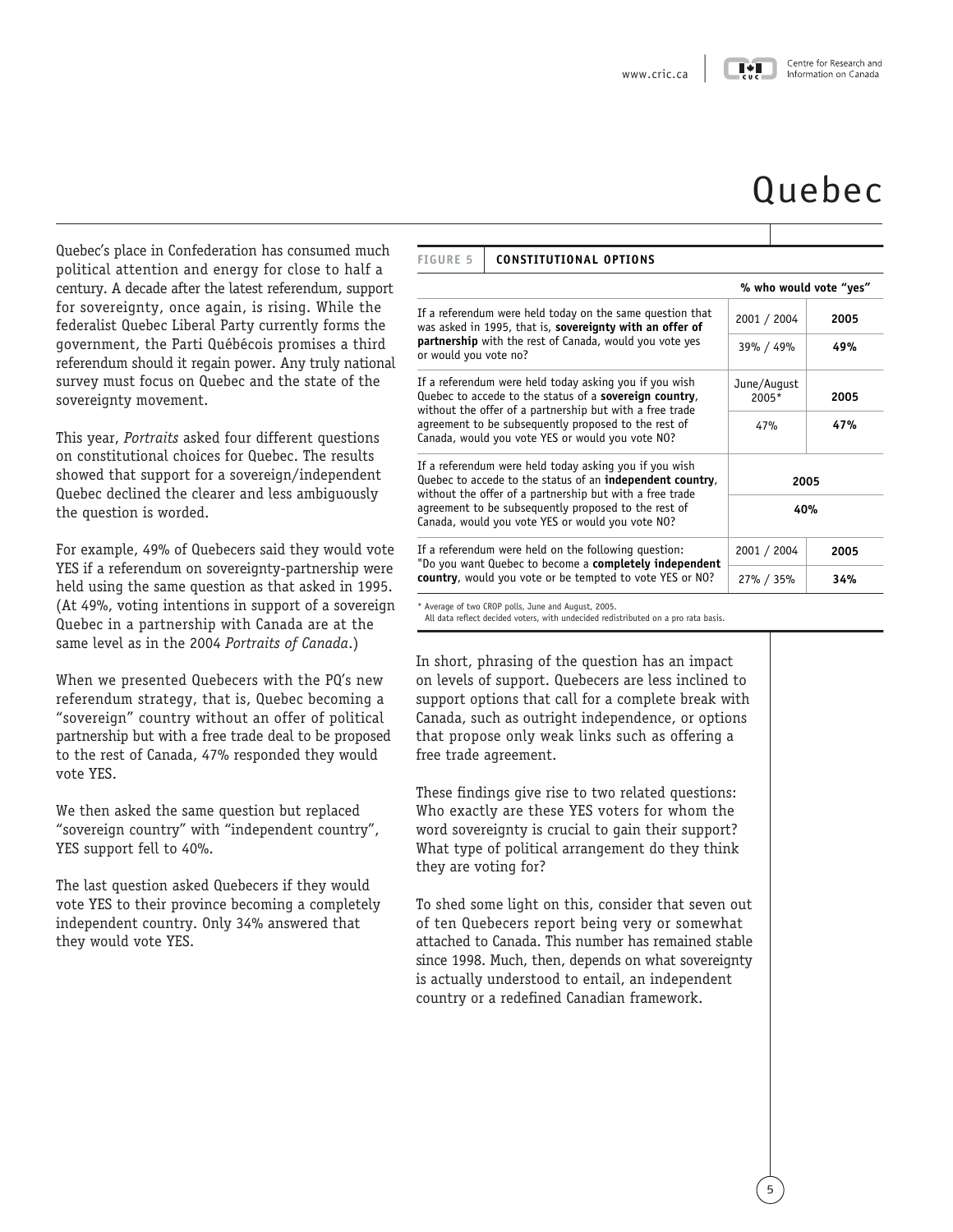# Quebec

Quebec's place in Confederation has consumed much political attention and energy for close to half a century. A decade after the latest referendum, support for sovereignty, once again, is rising. While the federalist Quebec Liberal Party currently forms the government, the Parti Québécois promises a third referendum should it regain power. Any truly national survey must focus on Quebec and the state of the sovereignty movement.

This year, *Portraits* asked four different questions on constitutional choices for Quebec. The results showed that support for a sovereign/independent Quebec declined the clearer and less ambiguously the question is worded.

For example, 49% of Quebecers said they would vote YES if a referendum on sovereignty-partnership were held using the same question as that asked in 1995. (At 49%, voting intentions in support of a sovereign Quebec in a partnership with Canada are at the same level as in the 2004 *Portraits of Canada*.)

When we presented Quebecers with the PQ's new referendum strategy, that is, Quebec becoming a "sovereign" country without an offer of political partnership but with a free trade deal to be proposed to the rest of Canada, 47% responded they would vote YES.

We then asked the same question but replaced "sovereign country" with "independent country", YES support fell to 40%.

The last question asked Quebecers if they would vote YES to their province becoming a completely independent country. Only 34% answered that they would vote YES.

**FIGURE 5 CONSTITUTIONAL OPTIONS**

| | % who would vote "yes" | |
|---|---|---|
| If a referendum were held today on the same question that was asked in 1995, that is, **sovereignty with an offer of partnership** with the rest of Canada, would you vote yes or would you vote no? | 2001 / 2004 | **2005** |
| | 39% / 49% | **49%** |
| If a referendum were held today asking you if you wish Quebec to accede to the status of a **sovereign country**, without the offer of a partnership but with a free trade agreement to be subsequently proposed to the rest of Canada, would you vote YES or would you vote NO? | June/August 2005* | **2005** |
| | 47% | **47%** |
| If a referendum were held today asking you if you wish Quebec to accede to the status of an **independent country**, without the offer of a partnership but with a free trade agreement to be subsequently proposed to the rest of Canada, would you vote YES or would you vote NO? | **2005** | |
| | **40%** | |
| If a referendum were held on the following question: "Do you want Quebec to become a **completely independent country**, would you vote or be tempted to vote YES or NO? | 2001 / 2004 | **2005** |
| | 27% / 35% | **34%** |

\* Average of two CROP polls, June and August, 2005.
All data reflect decided voters, with undecided redistributed on a pro rata basis.

In short, phrasing of the question has an impact on levels of support. Quebecers are less inclined to support options that call for a complete break with Canada, such as outright independence, or options that propose only weak links such as offering a free trade agreement.

These findings give rise to two related questions: Who exactly are these YES voters for whom the word sovereignty is crucial to gain their support? What type of political arrangement do they think they are voting for?

To shed some light on this, consider that seven out of ten Quebecers report being very or somewhat attached to Canada. This number has remained stable since 1998. Much, then, depends on what sovereignty is actually understood to entail, an independent country or a redefined Canadian framework.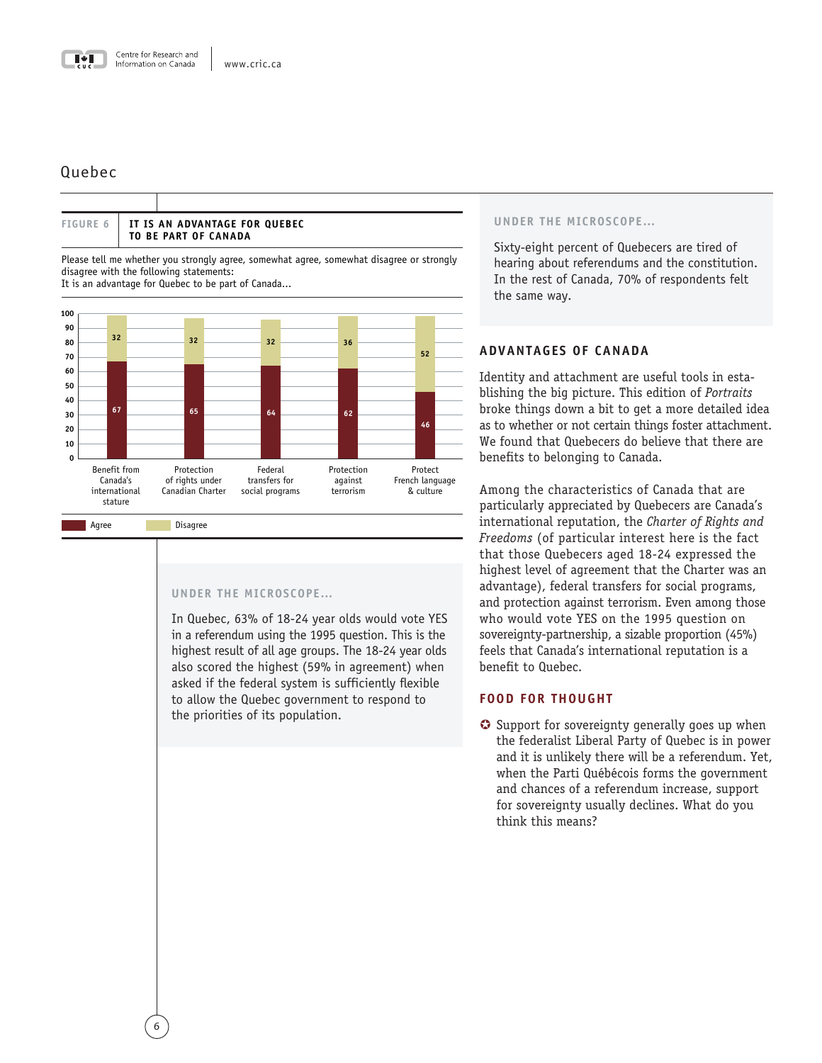## Quebec

**FIGURE 6** | **IT IS AN ADVANTAGE FOR QUEBEC TO BE PART OF CANADA**

Please tell me whether you strongly agree, somewhat agree, somewhat disagree or strongly disagree with the following statements:
It is an advantage for Quebec to be part of Canada...

| | Agree | Disagree |
|---|---|---|
| Benefit from Canada's international stature | 67 | 32 |
| Protection of rights under Canadian Charter | 65 | 32 |
| Federal transfers for social programs | 64 | 32 |
| Protection against terrorism | 62 | 36 |
| Protect French language & culture | 46 | 52 |

### UNDER THE MICROSCOPE...

In Quebec, 63% of 18-24 year olds would vote YES in a referendum using the 1995 question. This is the highest result of all age groups. The 18-24 year olds also scored the highest (59% in agreement) when asked if the federal system is sufficiently flexible to allow the Quebec government to respond to the priorities of its population.

### UNDER THE MICROSCOPE...

Sixty-eight percent of Quebecers are tired of hearing about referendums and the constitution. In the rest of Canada, 70% of respondents felt the same way.

### ADVANTAGES OF CANADA

Identity and attachment are useful tools in establishing the big picture. This edition of *Portraits* broke things down a bit to get a more detailed idea as to whether or not certain things foster attachment. We found that Quebecers do believe that there are benefits to belonging to Canada.

Among the characteristics of Canada that are particularly appreciated by Quebecers are Canada's international reputation, the *Charter of Rights and Freedoms* (of particular interest here is the fact that those Quebecers aged 18-24 expressed the highest level of agreement that the Charter was an advantage), federal transfers for social programs, and protection against terrorism. Even among those who would vote YES on the 1995 question on sovereignty-partnership, a sizable proportion (45%) feels that Canada's international reputation is a benefit to Quebec.

### FOOD FOR THOUGHT

- Support for sovereignty generally goes up when the federalist Liberal Party of Quebec is in power and it is unlikely there will be a referendum. Yet, when the Parti Québécois forms the government and chances of a referendum increase, support for sovereignty usually declines. What do you think this means?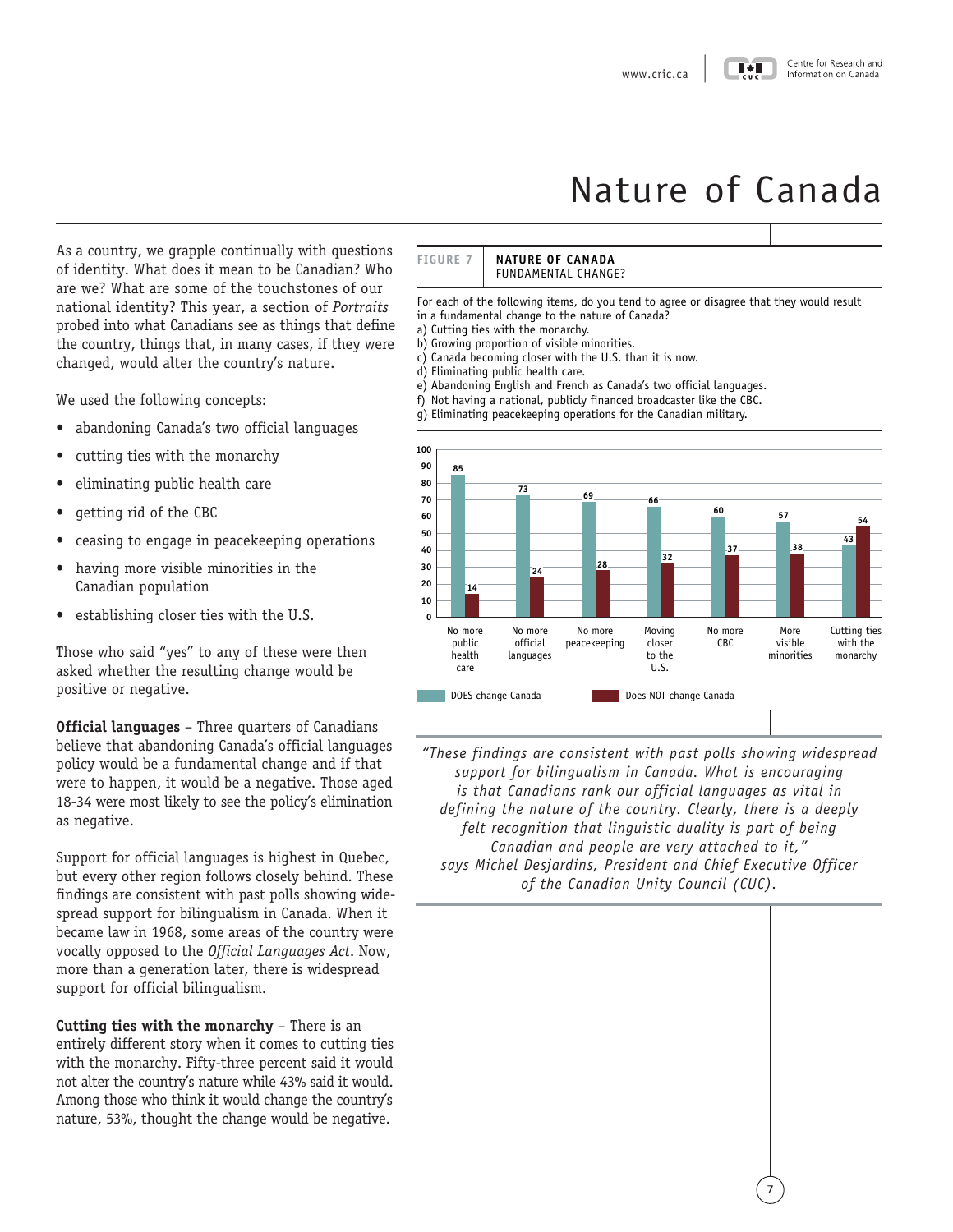# Nature of Canada

As a country, we grapple continually with questions of identity. What does it mean to be Canadian? Who are we? What are some of the touchstones of our national identity? This year, a section of *Portraits* probed into what Canadians see as things that define the country, things that, in many cases, if they were changed, would alter the country's nature.

We used the following concepts:

- abandoning Canada's two official languages
- cutting ties with the monarchy
- eliminating public health care
- getting rid of the CBC
- ceasing to engage in peacekeeping operations
- having more visible minorities in the Canadian population
- establishing closer ties with the U.S.

Those who said "yes" to any of these were then asked whether the resulting change would be positive or negative.

**Official languages** – Three quarters of Canadians believe that abandoning Canada's official languages policy would be a fundamental change and if that were to happen, it would be a negative. Those aged 18-34 were most likely to see the policy's elimination as negative.

Support for official languages is highest in Quebec, but every other region follows closely behind. These findings are consistent with past polls showing widespread support for bilingualism in Canada. When it became law in 1968, some areas of the country were vocally opposed to the *Official Languages Act*. Now, more than a generation later, there is widespread support for official bilingualism.

**Cutting ties with the monarchy** – There is an entirely different story when it comes to cutting ties with the monarchy. Fifty-three percent said it would not alter the country's nature while 43% said it would. Among those who think it would change the country's nature, 53%, thought the change would be negative.

**FIGURE 7** **NATURE OF CANADA**
FUNDAMENTAL CHANGE?

For each of the following items, do you tend to agree or disagree that they would result in a fundamental change to the nature of Canada?
a) Cutting ties with the monarchy.
b) Growing proportion of visible minorities.
c) Canada becoming closer with the U.S. than it is now.
d) Eliminating public health care.
e) Abandoning English and French as Canada's two official languages.
f) Not having a national, publicly financed broadcaster like the CBC.
g) Eliminating peacekeeping operations for the Canadian military.

| | DOES change Canada | Does NOT change Canada |
|---|---|---|
| No more public health care | 85 | 14 |
| No more official languages | 73 | 24 |
| No more peacekeeping | 69 | 28 |
| Moving closer to the U.S. | 66 | 32 |
| No more CBC | 60 | 37 |
| More visible minorities | 57 | 38 |
| Cutting ties with the monarchy | 43 | 54 |

*"These findings are consistent with past polls showing widespread support for bilingualism in Canada. What is encouraging is that Canadians rank our official languages as vital in defining the nature of the country. Clearly, there is a deeply felt recognition that linguistic duality is part of being Canadian and people are very attached to it," says Michel Desjardins, President and Chief Executive Officer of the Canadian Unity Council (CUC).*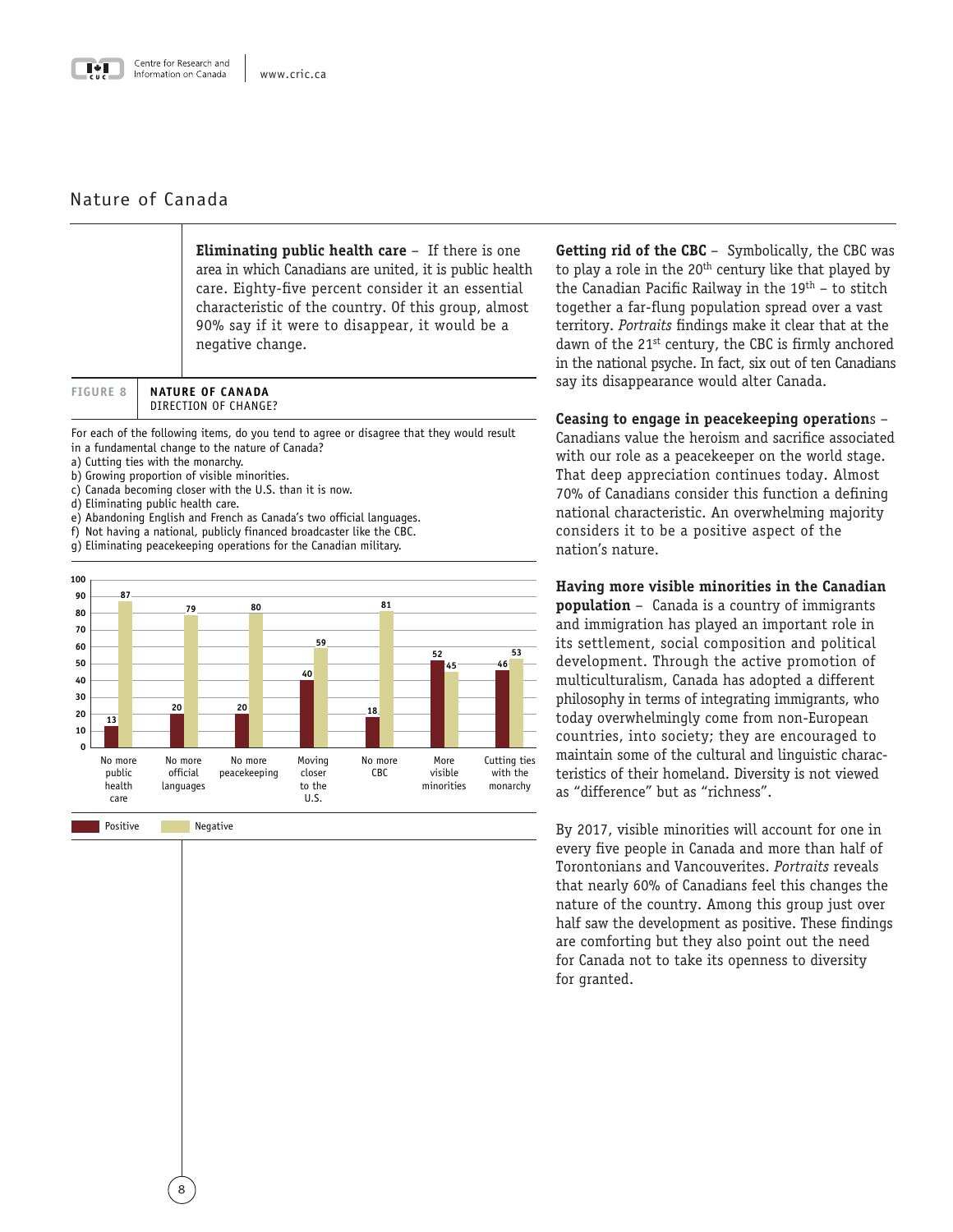## Nature of Canada

**Eliminating public health care** – If there is one area in which Canadians are united, it is public health care. Eighty-five percent consider it an essential characteristic of the country. Of this group, almost 90% say if it were to disappear, it would be a negative change.

**FIGURE 8** **NATURE OF CANADA**
DIRECTION OF CHANGE?

For each of the following items, do you tend to agree or disagree that they would result in a fundamental change to the nature of Canada?
a) Cutting ties with the monarchy.
b) Growing proportion of visible minorities.
c) Canada becoming closer with the U.S. than it is now.
d) Eliminating public health care.
e) Abandoning English and French as Canada's two official languages.
f) Not having a national, publicly financed broadcaster like the CBC.
g) Eliminating peacekeeping operations for the Canadian military.

| | Positive | Negative |
|---|---|---|
| No more public health care | 13 | 87 |
| No more official languages | 20 | 79 |
| No more peacekeeping | 20 | 80 |
| Moving closer to the U.S. | 40 | 59 |
| No more CBC | 18 | 81 |
| More visible minorities | 52 | 45 |
| Cutting ties with the monarchy | 46 | 53 |

**Getting rid of the CBC** – Symbolically, the CBC was to play a role in the 20th century like that played by the Canadian Pacific Railway in the 19th – to stitch together a far-flung population spread over a vast territory. *Portraits* findings make it clear that at the dawn of the 21st century, the CBC is firmly anchored in the national psyche. In fact, six out of ten Canadians say its disappearance would alter Canada.

**Ceasing to engage in peacekeeping operations** – Canadians value the heroism and sacrifice associated with our role as a peacekeeper on the world stage. That deep appreciation continues today. Almost 70% of Canadians consider this function a defining national characteristic. An overwhelming majority considers it to be a positive aspect of the nation's nature.

**Having more visible minorities in the Canadian population** – Canada is a country of immigrants and immigration has played an important role in its settlement, social composition and political development. Through the active promotion of multiculturalism, Canada has adopted a different philosophy in terms of integrating immigrants, who today overwhelmingly come from non-European countries, into society; they are encouraged to maintain some of the cultural and linguistic characteristics of their homeland. Diversity is not viewed as "difference" but as "richness".

By 2017, visible minorities will account for one in every five people in Canada and more than half of Torontonians and Vancouverites. *Portraits* reveals that nearly 60% of Canadians feel this changes the nature of the country. Among this group just over half saw the development as positive. These findings are comforting but they also point out the need for Canada not to take its openness to diversity for granted.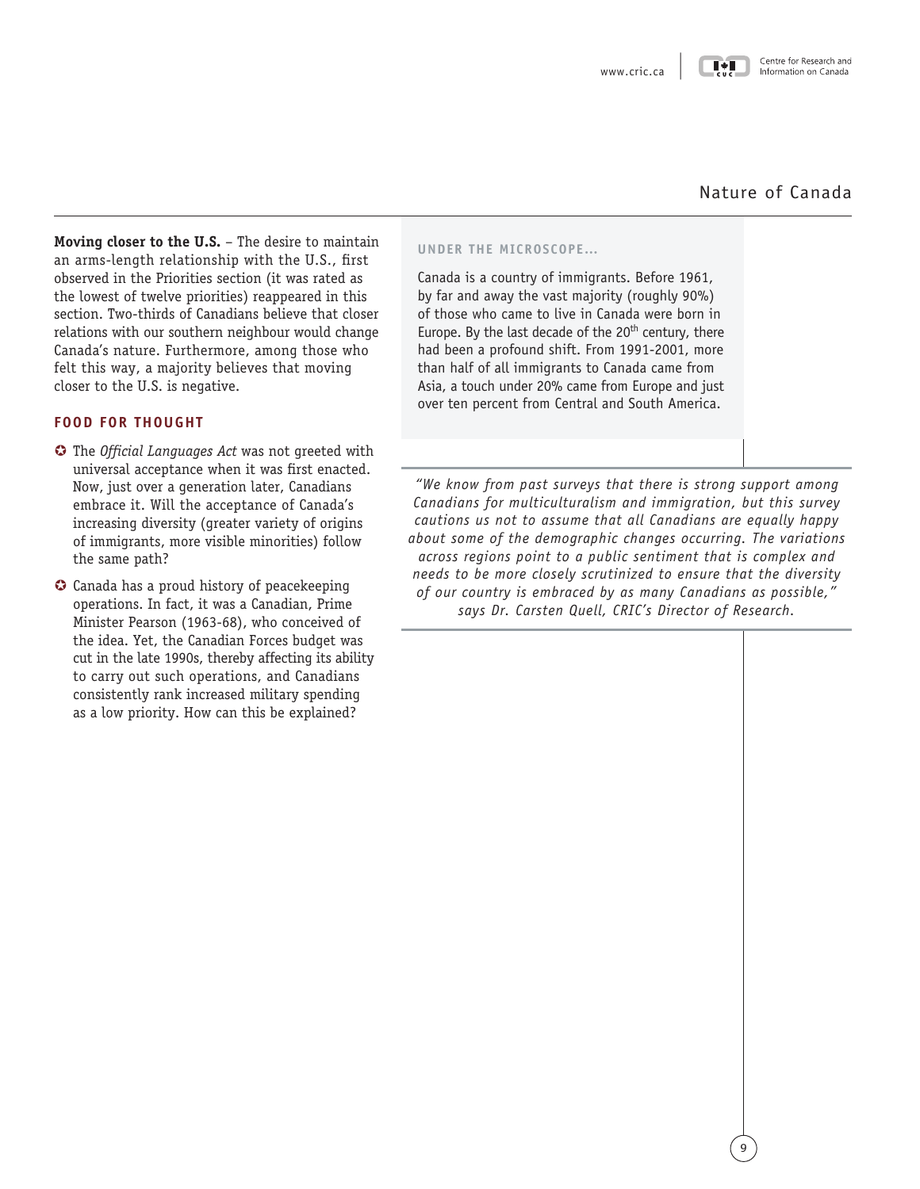## Nature of Canada

**Moving closer to the U.S.** – The desire to maintain an arms-length relationship with the U.S., first observed in the Priorities section (it was rated as the lowest of twelve priorities) reappeared in this section. Two-thirds of Canadians believe that closer relations with our southern neighbour would change Canada's nature. Furthermore, among those who felt this way, a majority believes that moving closer to the U.S. is negative.

### FOOD FOR THOUGHT

- The *Official Languages Act* was not greeted with universal acceptance when it was first enacted. Now, just over a generation later, Canadians embrace it. Will the acceptance of Canada's increasing diversity (greater variety of origins of immigrants, more visible minorities) follow the same path?
- Canada has a proud history of peacekeeping operations. In fact, it was a Canadian, Prime Minister Pearson (1963-68), who conceived of the idea. Yet, the Canadian Forces budget was cut in the late 1990s, thereby affecting its ability to carry out such operations, and Canadians consistently rank increased military spending as a low priority. How can this be explained?

### UNDER THE MICROSCOPE...

Canada is a country of immigrants. Before 1961, by far and away the vast majority (roughly 90%) of those who came to live in Canada were born in Europe. By the last decade of the 20th century, there had been a profound shift. From 1991-2001, more than half of all immigrants to Canada came from Asia, a touch under 20% came from Europe and just over ten percent from Central and South America.

*"We know from past surveys that there is strong support among Canadians for multiculturalism and immigration, but this survey cautions us not to assume that all Canadians are equally happy about some of the demographic changes occurring. The variations across regions point to a public sentiment that is complex and needs to be more closely scrutinized to ensure that the diversity of our country is embraced by as many Canadians as possible," says Dr. Carsten Quell, CRIC's Director of Research.*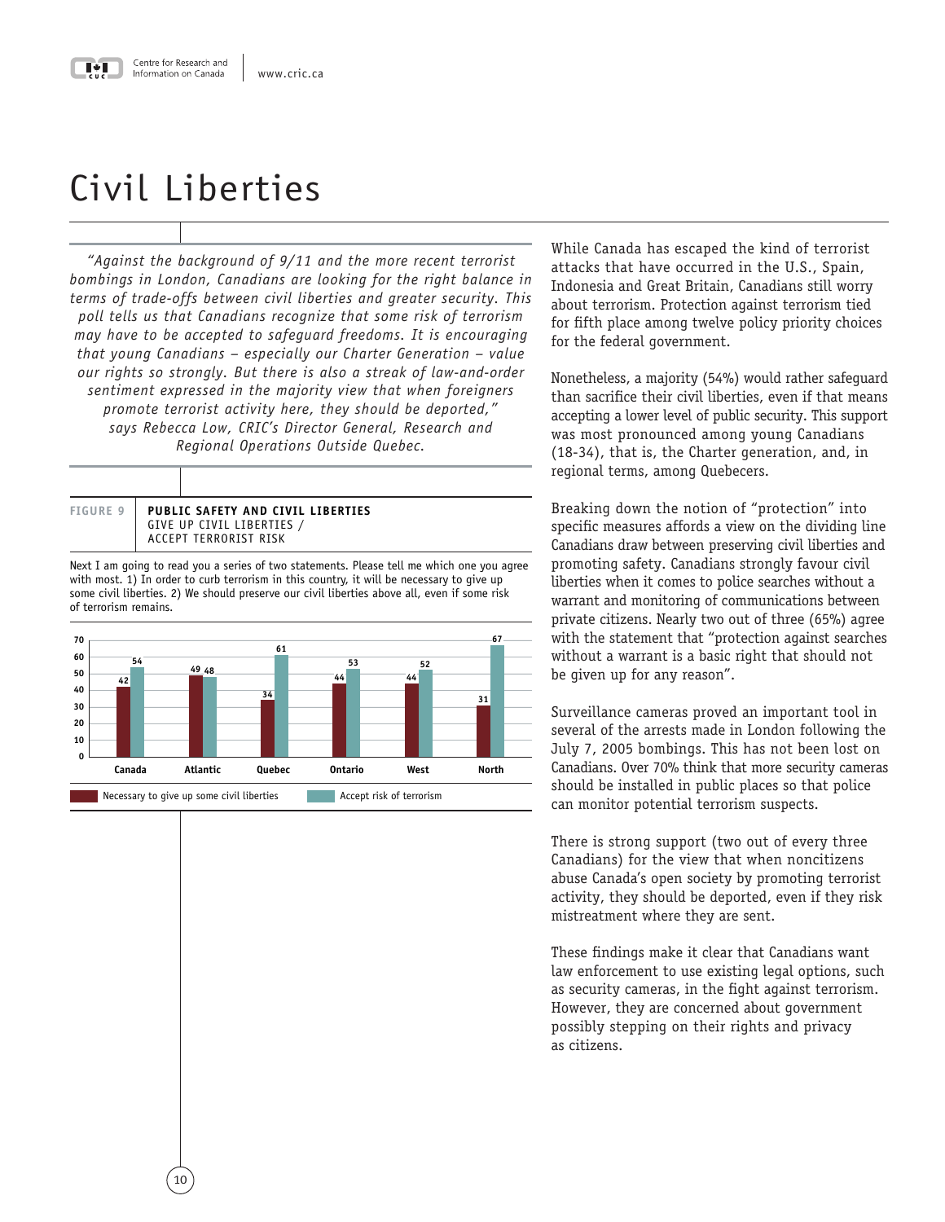# Civil Liberties

*"Against the background of 9/11 and the more recent terrorist bombings in London, Canadians are looking for the right balance in terms of trade-offs between civil liberties and greater security. This poll tells us that Canadians recognize that some risk of terrorism may have to be accepted to safeguard freedoms. It is encouraging that young Canadians – especially our Charter Generation – value our rights so strongly. But there is also a streak of law-and-order sentiment expressed in the majority view that when foreigners promote terrorist activity here, they should be deported," says Rebecca Low, CRIC's Director General, Research and Regional Operations Outside Quebec.*

**FIGURE 9** **PUBLIC SAFETY AND CIVIL LIBERTIES**
GIVE UP CIVIL LIBERTIES / ACCEPT TERRORIST RISK

Next I am going to read you a series of two statements. Please tell me which one you agree with most. 1) In order to curb terrorism in this country, it will be necessary to give up some civil liberties. 2) We should preserve our civil liberties above all, even if some risk of terrorism remains.

| | Necessary to give up some civil liberties | Accept risk of terrorism |
|---|---|---|
| Canada | 42 | 54 |
| Atlantic | 49 | 48 |
| Quebec | 34 | 61 |
| Ontario | 44 | 53 |
| West | 44 | 52 |
| North | 31 | 67 |

While Canada has escaped the kind of terrorist attacks that have occurred in the U.S., Spain, Indonesia and Great Britain, Canadians still worry about terrorism. Protection against terrorism tied for fifth place among twelve policy priority choices for the federal government.

Nonetheless, a majority (54%) would rather safeguard than sacrifice their civil liberties, even if that means accepting a lower level of public security. This support was most pronounced among young Canadians (18-34), that is, the Charter generation, and, in regional terms, among Quebecers.

Breaking down the notion of "protection" into specific measures affords a view on the dividing line Canadians draw between preserving civil liberties and promoting safety. Canadians strongly favour civil liberties when it comes to police searches without a warrant and monitoring of communications between private citizens. Nearly two out of three (65%) agree with the statement that "protection against searches without a warrant is a basic right that should not be given up for any reason".

Surveillance cameras proved an important tool in several of the arrests made in London following the July 7, 2005 bombings. This has not been lost on Canadians. Over 70% think that more security cameras should be installed in public places so that police can monitor potential terrorism suspects.

There is strong support (two out of every three Canadians) for the view that when noncitizens abuse Canada's open society by promoting terrorist activity, they should be deported, even if they risk mistreatment where they are sent.

These findings make it clear that Canadians want law enforcement to use existing legal options, such as security cameras, in the fight against terrorism. However, they are concerned about government possibly stepping on their rights and privacy as citizens.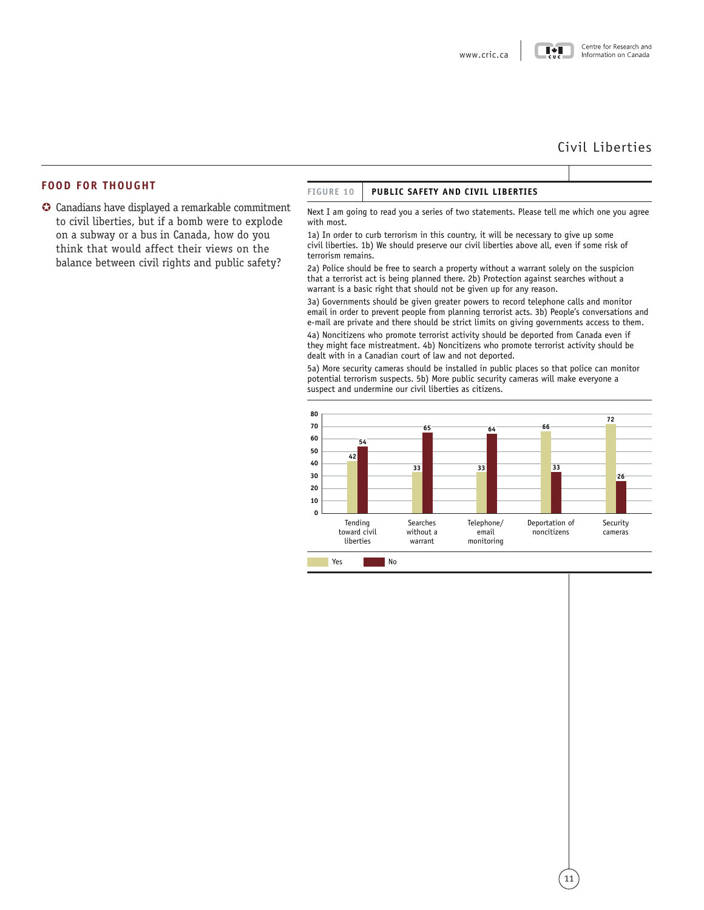## Civil Liberties

### FOOD FOR THOUGHT

- Canadians have displayed a remarkable commitment to civil liberties, but if a bomb were to explode on a subway or a bus in Canada, how do you think that would affect their views on the balance between civil rights and public safety?

**FIGURE 10 PUBLIC SAFETY AND CIVIL LIBERTIES**

Next I am going to read you a series of two statements. Please tell me which one you agree with most.

1a) In order to curb terrorism in this country, it will be necessary to give up some civil liberties. 1b) We should preserve our civil liberties above all, even if some risk of terrorism remains.

2a) Police should be free to search a property without a warrant solely on the suspicion that a terrorist act is being planned there. 2b) Protection against searches without a warrant is a basic right that should not be given up for any reason.

3a) Governments should be given greater powers to record telephone calls and monitor email in order to prevent people from planning terrorist acts. 3b) People's conversations and e-mail are private and there should be strict limits on giving governments access to them.

4a) Noncitizens who promote terrorist activity should be deported from Canada even if they might face mistreatment. 4b) Noncitizens who promote terrorist activity should be dealt with in a Canadian court of law and not deported.

5a) More security cameras should be installed in public places so that police can monitor potential terrorism suspects. 5b) More public security cameras will make everyone a suspect and undermine our civil liberties as citizens.

| | Yes | No |
|---|---|---|
| Tending toward civil liberties | 42 | 54 |
| Searches without a warrant | 33 | 65 |
| Telephone/email monitoring | 33 | 64 |
| Deportation of noncitizens | 66 | 33 |
| Security cameras | 72 | 26 |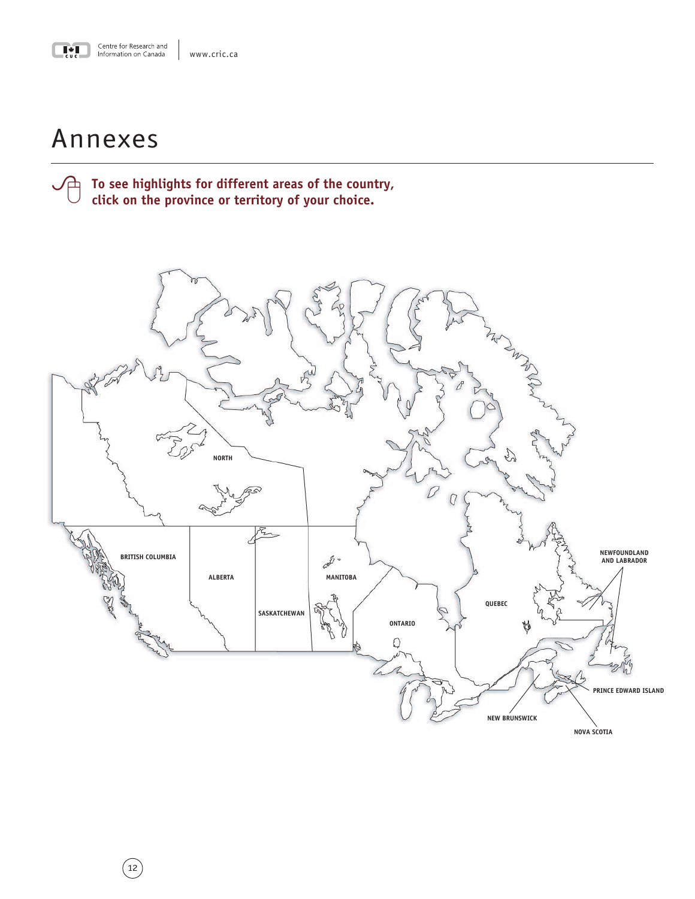# Annexes

**To see highlights for different areas of the country, click on the province or territory of your choice.**

NORTH

BRITISH COLUMBIA

ALBERTA

SASKATCHEWAN

MANITOBA

ONTARIO

QUEBEC

NEWFOUNDLAND AND LABRADOR

PRINCE EDWARD ISLAND

NEW BRUNSWICK

NOVA SCOTIA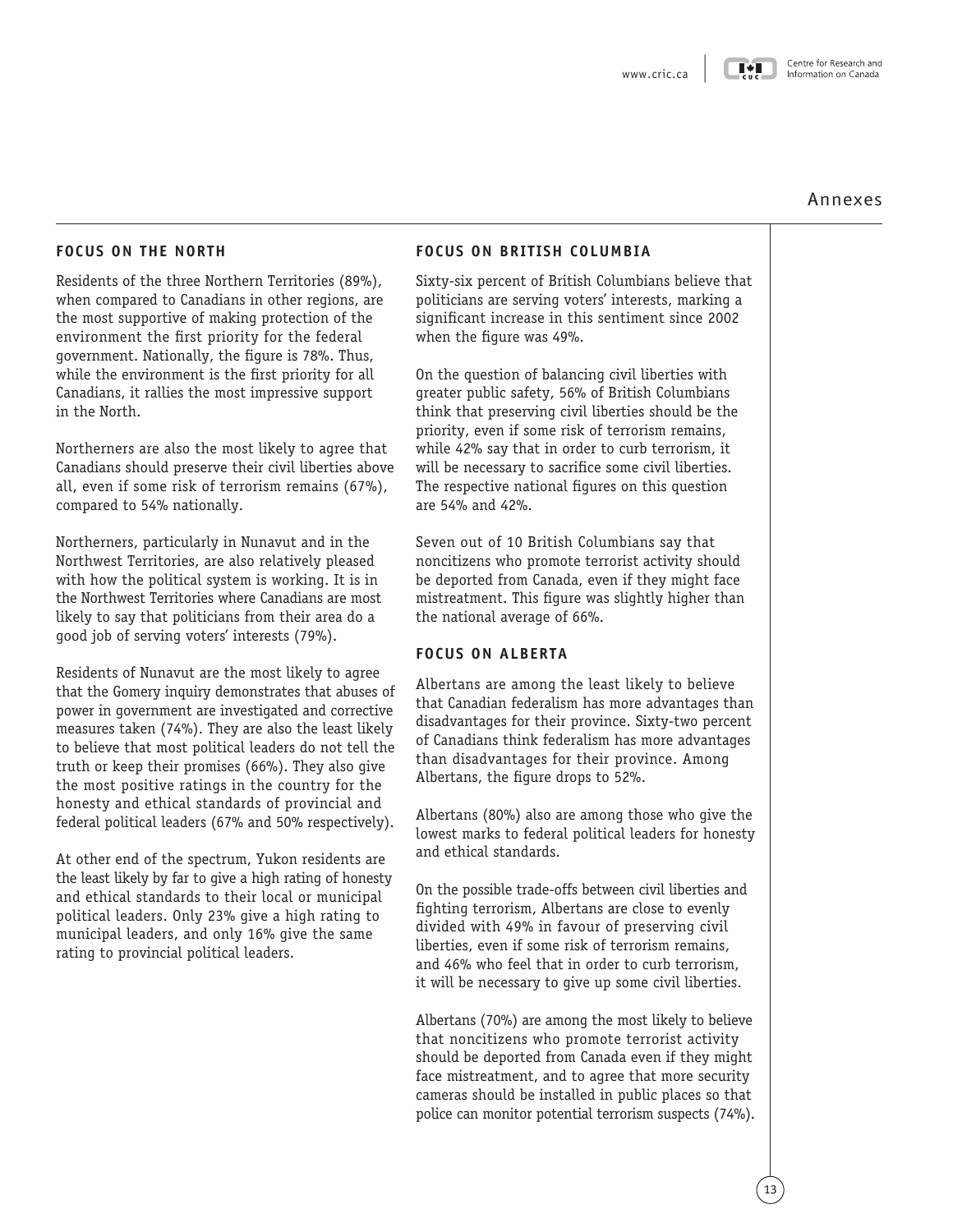## FOCUS ON THE NORTH

Residents of the three Northern Territories (89%), when compared to Canadians in other regions, are the most supportive of making protection of the environment the first priority for the federal government. Nationally, the figure is 78%. Thus, while the environment is the first priority for all Canadians, it rallies the most impressive support in the North.

Northerners are also the most likely to agree that Canadians should preserve their civil liberties above all, even if some risk of terrorism remains (67%), compared to 54% nationally.

Northerners, particularly in Nunavut and in the Northwest Territories, are also relatively pleased with how the political system is working. It is in the Northwest Territories where Canadians are most likely to say that politicians from their area do a good job of serving voters' interests (79%).

Residents of Nunavut are the most likely to agree that the Gomery inquiry demonstrates that abuses of power in government are investigated and corrective measures taken (74%). They are also the least likely to believe that most political leaders do not tell the truth or keep their promises (66%). They also give the most positive ratings in the country for the honesty and ethical standards of provincial and federal political leaders (67% and 50% respectively).

At other end of the spectrum, Yukon residents are the least likely by far to give a high rating of honesty and ethical standards to their local or municipal political leaders. Only 23% give a high rating to municipal leaders, and only 16% give the same rating to provincial political leaders.

## FOCUS ON BRITISH COLUMBIA

Sixty-six percent of British Columbians believe that politicians are serving voters' interests, marking a significant increase in this sentiment since 2002 when the figure was 49%.

On the question of balancing civil liberties with greater public safety, 56% of British Columbians think that preserving civil liberties should be the priority, even if some risk of terrorism remains, while 42% say that in order to curb terrorism, it will be necessary to sacrifice some civil liberties. The respective national figures on this question are 54% and 42%.

Seven out of 10 British Columbians say that noncitizens who promote terrorist activity should be deported from Canada, even if they might face mistreatment. This figure was slightly higher than the national average of 66%.

## FOCUS ON ALBERTA

Albertans are among the least likely to believe that Canadian federalism has more advantages than disadvantages for their province. Sixty-two percent of Canadians think federalism has more advantages than disadvantages for their province. Among Albertans, the figure drops to 52%.

Albertans (80%) also are among those who give the lowest marks to federal political leaders for honesty and ethical standards.

On the possible trade-offs between civil liberties and fighting terrorism, Albertans are close to evenly divided with 49% in favour of preserving civil liberties, even if some risk of terrorism remains, and 46% who feel that in order to curb terrorism, it will be necessary to give up some civil liberties.

Albertans (70%) are among the most likely to believe that noncitizens who promote terrorist activity should be deported from Canada even if they might face mistreatment, and to agree that more security cameras should be installed in public places so that police can monitor potential terrorism suspects (74%).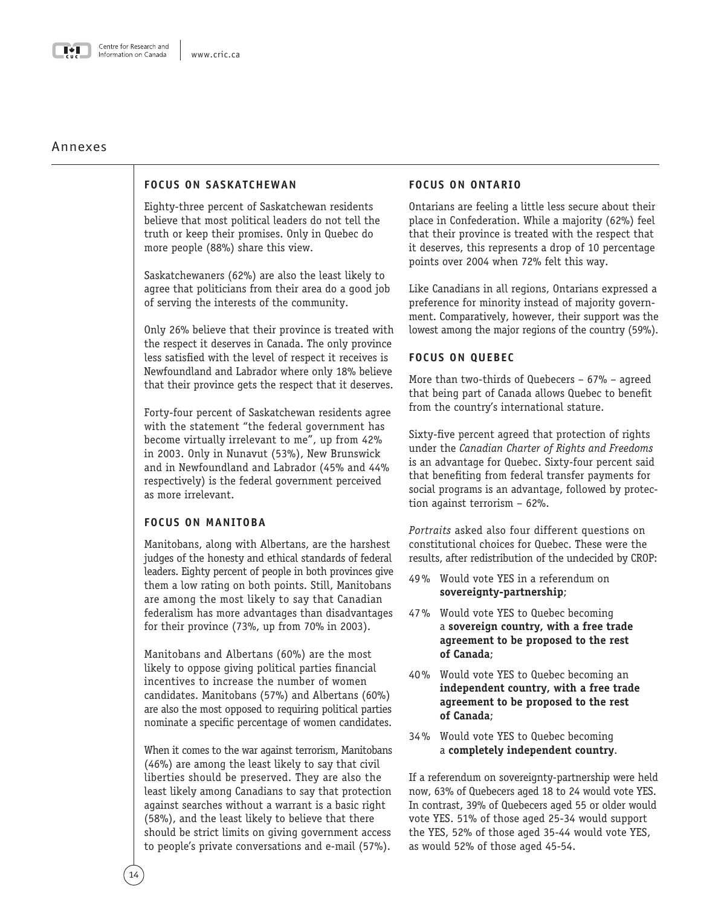# Annexes

## FOCUS ON SASKATCHEWAN

Eighty-three percent of Saskatchewan residents believe that most political leaders do not tell the truth or keep their promises. Only in Quebec do more people (88%) share this view.

Saskatchewaners (62%) are also the least likely to agree that politicians from their area do a good job of serving the interests of the community.

Only 26% believe that their province is treated with the respect it deserves in Canada. The only province less satisfied with the level of respect it receives is Newfoundland and Labrador where only 18% believe that their province gets the respect that it deserves.

Forty-four percent of Saskatchewan residents agree with the statement "the federal government has become virtually irrelevant to me", up from 42% in 2003. Only in Nunavut (53%), New Brunswick and in Newfoundland and Labrador (45% and 44% respectively) is the federal government perceived as more irrelevant.

## FOCUS ON MANITOBA

Manitobans, along with Albertans, are the harshest judges of the honesty and ethical standards of federal leaders. Eighty percent of people in both provinces give them a low rating on both points. Still, Manitobans are among the most likely to say that Canadian federalism has more advantages than disadvantages for their province (73%, up from 70% in 2003).

Manitobans and Albertans (60%) are the most likely to oppose giving political parties financial incentives to increase the number of women candidates. Manitobans (57%) and Albertans (60%) are also the most opposed to requiring political parties nominate a specific percentage of women candidates.

When it comes to the war against terrorism, Manitobans (46%) are among the least likely to say that civil liberties should be preserved. They are also the least likely among Canadians to say that protection against searches without a warrant is a basic right (58%), and the least likely to believe that there should be strict limits on giving government access to people's private conversations and e-mail (57%).

## FOCUS ON ONTARIO

Ontarians are feeling a little less secure about their place in Confederation. While a majority (62%) feel that their province is treated with the respect that it deserves, this represents a drop of 10 percentage points over 2004 when 72% felt this way.

Like Canadians in all regions, Ontarians expressed a preference for minority instead of majority government. Comparatively, however, their support was the lowest among the major regions of the country (59%).

## FOCUS ON QUEBEC

More than two-thirds of Quebecers – 67% – agreed that being part of Canada allows Quebec to benefit from the country's international stature.

Sixty-five percent agreed that protection of rights under the *Canadian Charter of Rights and Freedoms* is an advantage for Quebec. Sixty-four percent said that benefiting from federal transfer payments for social programs is an advantage, followed by protection against terrorism – 62%.

*Portraits* asked also four different questions on constitutional choices for Quebec. These were the results, after redistribution of the undecided by CROP:

- 49% Would vote YES in a referendum on **sovereignty-partnership**;
- 47% Would vote YES to Quebec becoming a **sovereign country, with a free trade agreement to be proposed to the rest of Canada**;
- 40% Would vote YES to Quebec becoming an **independent country, with a free trade agreement to be proposed to the rest of Canada**;
- 34% Would vote YES to Quebec becoming a **completely independent country**.

If a referendum on sovereignty-partnership were held now, 63% of Quebecers aged 18 to 24 would vote YES. In contrast, 39% of Quebecers aged 55 or older would vote YES. 51% of those aged 25-34 would support the YES, 52% of those aged 35-44 would vote YES, as would 52% of those aged 45-54.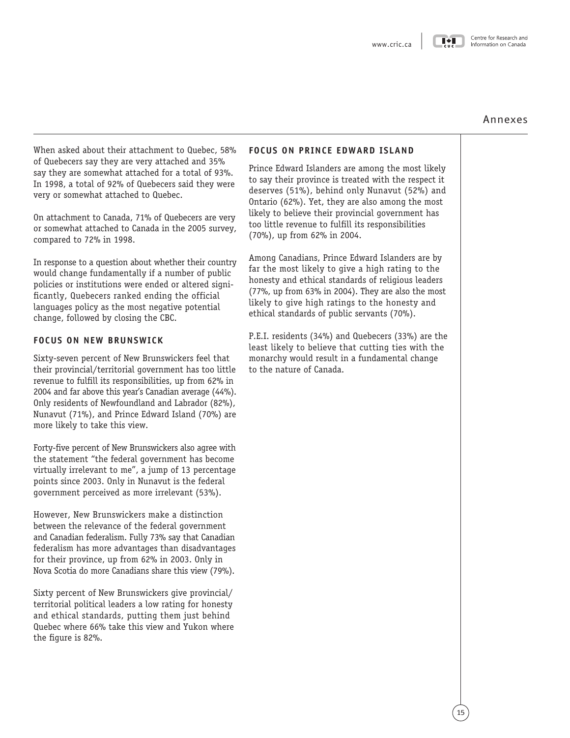When asked about their attachment to Quebec, 58% of Quebecers say they are very attached and 35% say they are somewhat attached for a total of 93%. In 1998, a total of 92% of Quebecers said they were very or somewhat attached to Quebec.

On attachment to Canada, 71% of Quebecers are very or somewhat attached to Canada in the 2005 survey, compared to 72% in 1998.

In response to a question about whether their country would change fundamentally if a number of public policies or institutions were ended or altered significantly, Quebecers ranked ending the official languages policy as the most negative potential change, followed by closing the CBC.

### FOCUS ON NEW BRUNSWICK

Sixty-seven percent of New Brunswickers feel that their provincial/territorial government has too little revenue to fulfill its responsibilities, up from 62% in 2004 and far above this year's Canadian average (44%). Only residents of Newfoundland and Labrador (82%), Nunavut (71%), and Prince Edward Island (70%) are more likely to take this view.

Forty-five percent of New Brunswickers also agree with the statement "the federal government has become virtually irrelevant to me", a jump of 13 percentage points since 2003. Only in Nunavut is the federal government perceived as more irrelevant (53%).

However, New Brunswickers make a distinction between the relevance of the federal government and Canadian federalism. Fully 73% say that Canadian federalism has more advantages than disadvantages for their province, up from 62% in 2003. Only in Nova Scotia do more Canadians share this view (79%).

Sixty percent of New Brunswickers give provincial/territorial political leaders a low rating for honesty and ethical standards, putting them just behind Quebec where 66% take this view and Yukon where the figure is 82%.

### FOCUS ON PRINCE EDWARD ISLAND

Prince Edward Islanders are among the most likely to say their province is treated with the respect it deserves (51%), behind only Nunavut (52%) and Ontario (62%). Yet, they are also among the most likely to believe their provincial government has too little revenue to fulfill its responsibilities (70%), up from 62% in 2004.

Among Canadians, Prince Edward Islanders are by far the most likely to give a high rating to the honesty and ethical standards of religious leaders (77%, up from 63% in 2004). They are also the most likely to give high ratings to the honesty and ethical standards of public servants (70%).

P.E.I. residents (34%) and Quebecers (33%) are the least likely to believe that cutting ties with the monarchy would result in a fundamental change to the nature of Canada.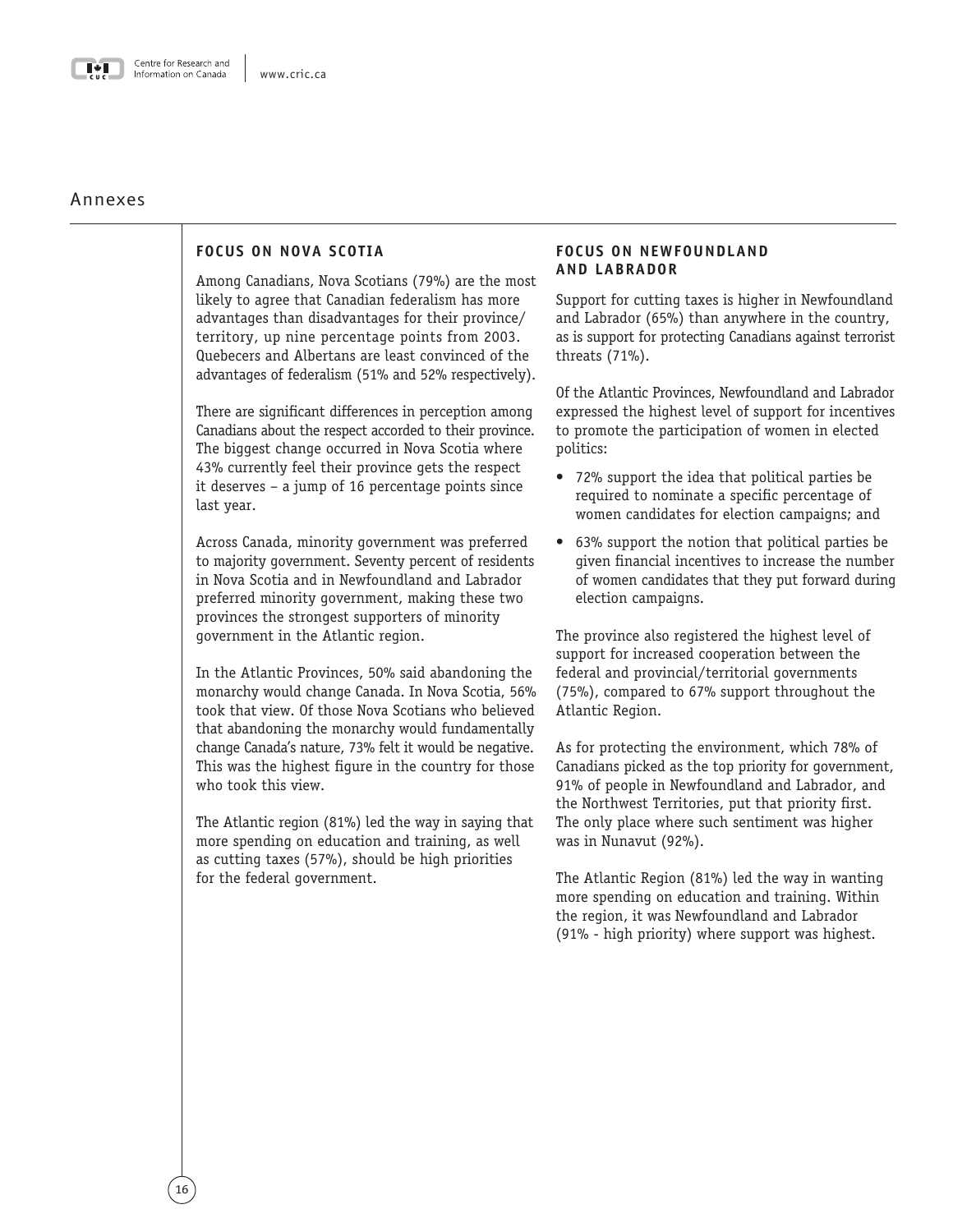# Annexes

## FOCUS ON NOVA SCOTIA

Among Canadians, Nova Scotians (79%) are the most likely to agree that Canadian federalism has more advantages than disadvantages for their province/territory, up nine percentage points from 2003. Quebecers and Albertans are least convinced of the advantages of federalism (51% and 52% respectively).

There are significant differences in perception among Canadians about the respect accorded to their province. The biggest change occurred in Nova Scotia where 43% currently feel their province gets the respect it deserves – a jump of 16 percentage points since last year.

Across Canada, minority government was preferred to majority government. Seventy percent of residents in Nova Scotia and in Newfoundland and Labrador preferred minority government, making these two provinces the strongest supporters of minority government in the Atlantic region.

In the Atlantic Provinces, 50% said abandoning the monarchy would change Canada. In Nova Scotia, 56% took that view. Of those Nova Scotians who believed that abandoning the monarchy would fundamentally change Canada's nature, 73% felt it would be negative. This was the highest figure in the country for those who took this view.

The Atlantic region (81%) led the way in saying that more spending on education and training, as well as cutting taxes (57%), should be high priorities for the federal government.

## FOCUS ON NEWFOUNDLAND AND LABRADOR

Support for cutting taxes is higher in Newfoundland and Labrador (65%) than anywhere in the country, as is support for protecting Canadians against terrorist threats (71%).

Of the Atlantic Provinces, Newfoundland and Labrador expressed the highest level of support for incentives to promote the participation of women in elected politics:

- 72% support the idea that political parties be required to nominate a specific percentage of women candidates for election campaigns; and
- 63% support the notion that political parties be given financial incentives to increase the number of women candidates that they put forward during election campaigns.

The province also registered the highest level of support for increased cooperation between the federal and provincial/territorial governments (75%), compared to 67% support throughout the Atlantic Region.

As for protecting the environment, which 78% of Canadians picked as the top priority for government, 91% of people in Newfoundland and Labrador, and the Northwest Territories, put that priority first. The only place where such sentiment was higher was in Nunavut (92%).

The Atlantic Region (81%) led the way in wanting more spending on education and training. Within the region, it was Newfoundland and Labrador (91% - high priority) where support was highest.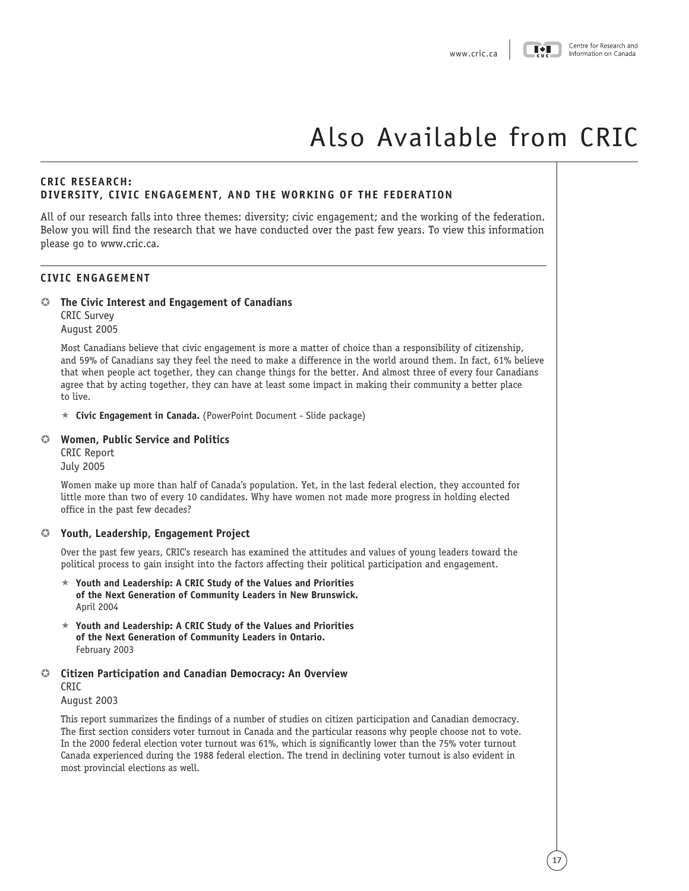# Also Available from CRIC

## CRIC RESEARCH: DIVERSITY, CIVIC ENGAGEMENT, AND THE WORKING OF THE FEDERATION

All of our research falls into three themes: diversity; civic engagement; and the working of the federation. Below you will find the research that we have conducted over the past few years. To view this information please go to www.cric.ca.

## CIVIC ENGAGEMENT

- **The Civic Interest and Engagement of Canadians**
  CRIC Survey
  August 2005

  Most Canadians believe that civic engagement is more a matter of choice than a responsibility of citizenship, and 59% of Canadians say they feel the need to make a difference in the world around them. In fact, 61% believe that when people act together, they can change things for the better. And almost three of every four Canadians agree that by acting together, they can have at least some impact in making their community a better place to live.

  - **Civic Engagement in Canada.** (PowerPoint Document - Slide package)

- **Women, Public Service and Politics**
  CRIC Report
  July 2005

  Women make up more than half of Canada's population. Yet, in the last federal election, they accounted for little more than two of every 10 candidates. Why have women not made more progress in holding elected office in the past few decades?

- **Youth, Leadership, Engagement Project**

  Over the past few years, CRIC's research has examined the attitudes and values of young leaders toward the political process to gain insight into the factors affecting their political participation and engagement.

  - **Youth and Leadership: A CRIC Study of the Values and Priorities of the Next Generation of Community Leaders in New Brunswick.**
    April 2004
  - **Youth and Leadership: A CRIC Study of the Values and Priorities of the Next Generation of Community Leaders in Ontario.**
    February 2003

- **Citizen Participation and Canadian Democracy: An Overview**
  CRIC
  August 2003

  This report summarizes the findings of a number of studies on citizen participation and Canadian democracy. The first section considers voter turnout in Canada and the particular reasons why people choose not to vote. In the 2000 federal election voter turnout was 61%, which is significantly lower than the 75% voter turnout Canada experienced during the 1988 federal election. The trend in declining voter turnout is also evident in most provincial elections as well.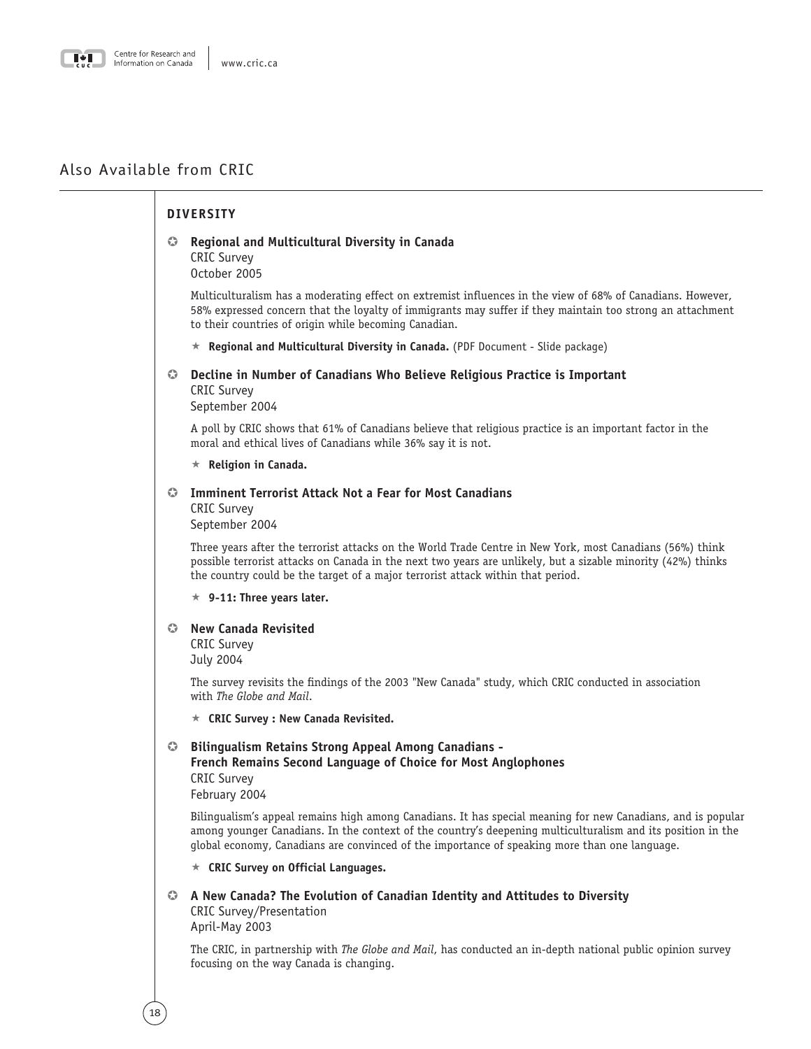# Also Available from CRIC

## DIVERSITY

- **Regional and Multicultural Diversity in Canada**
  CRIC Survey
  October 2005

  Multiculturalism has a moderating effect on extremist influences in the view of 68% of Canadians. However, 58% expressed concern that the loyalty of immigrants may suffer if they maintain too strong an attachment to their countries of origin while becoming Canadian.

  ★ **Regional and Multicultural Diversity in Canada.** (PDF Document - Slide package)

- **Decline in Number of Canadians Who Believe Religious Practice is Important**
  CRIC Survey
  September 2004

  A poll by CRIC shows that 61% of Canadians believe that religious practice is an important factor in the moral and ethical lives of Canadians while 36% say it is not.

  ★ **Religion in Canada.**

- **Imminent Terrorist Attack Not a Fear for Most Canadians**
  CRIC Survey
  September 2004

  Three years after the terrorist attacks on the World Trade Centre in New York, most Canadians (56%) think possible terrorist attacks on Canada in the next two years are unlikely, but a sizable minority (42%) thinks the country could be the target of a major terrorist attack within that period.

  ★ **9-11: Three years later.**

- **New Canada Revisited**
  CRIC Survey
  July 2004

  The survey revisits the findings of the 2003 "New Canada" study, which CRIC conducted in association with *The Globe and Mail*.

  ★ **CRIC Survey : New Canada Revisited.**

- **Bilingualism Retains Strong Appeal Among Canadians - French Remains Second Language of Choice for Most Anglophones**
  CRIC Survey
  February 2004

  Bilingualism's appeal remains high among Canadians. It has special meaning for new Canadians, and is popular among younger Canadians. In the context of the country's deepening multiculturalism and its position in the global economy, Canadians are convinced of the importance of speaking more than one language.

  ★ **CRIC Survey on Official Languages.**

- **A New Canada? The Evolution of Canadian Identity and Attitudes to Diversity**
  CRIC Survey/Presentation
  April-May 2003

  The CRIC, in partnership with *The Globe and Mail*, has conducted an in-depth national public opinion survey focusing on the way Canada is changing.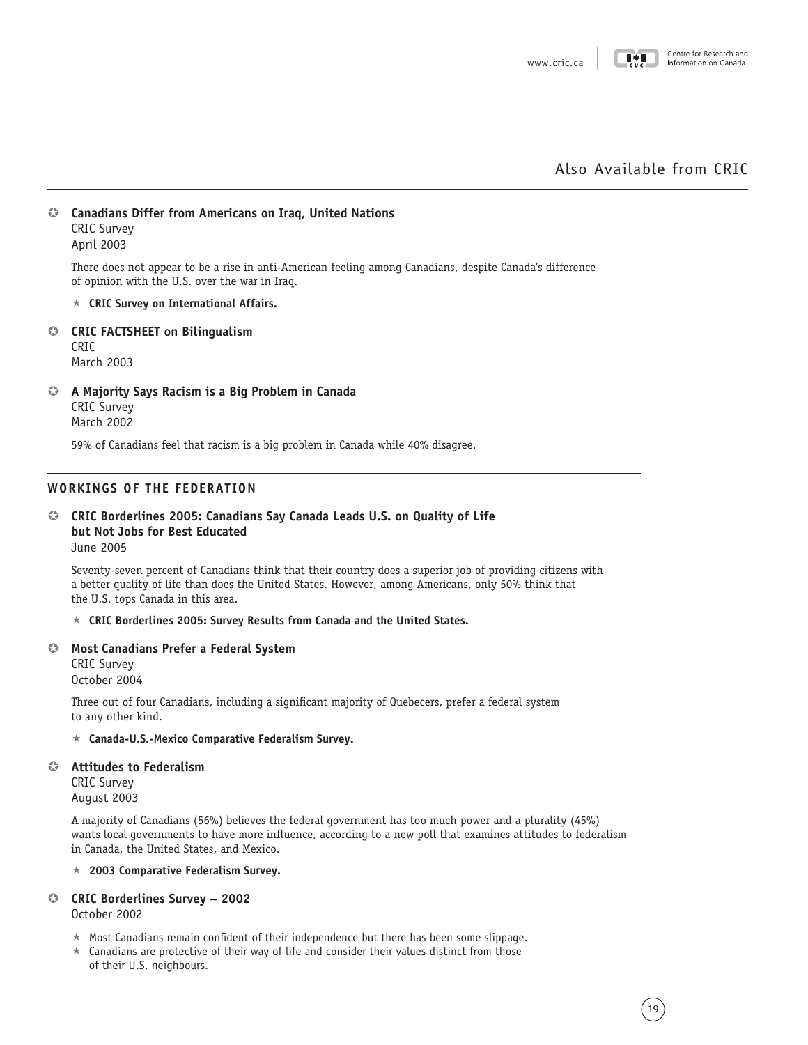## Also Available from CRIC

- **Canadians Differ from Americans on Iraq, United Nations**
  CRIC Survey
  April 2003

  There does not appear to be a rise in anti-American feeling among Canadians, despite Canada's difference of opinion with the U.S. over the war in Iraq.

  ★ **CRIC Survey on International Affairs.**

- **CRIC FACTSHEET on Bilingualism**
  CRIC
  March 2003

- **A Majority Says Racism is a Big Problem in Canada**
  CRIC Survey
  March 2002

  59% of Canadians feel that racism is a big problem in Canada while 40% disagree.

### WORKINGS OF THE FEDERATION

- **CRIC Borderlines 2005: Canadians Say Canada Leads U.S. on Quality of Life but Not Jobs for Best Educated**
  June 2005

  Seventy-seven percent of Canadians think that their country does a superior job of providing citizens with a better quality of life than does the United States. However, among Americans, only 50% think that the U.S. tops Canada in this area.

  ★ **CRIC Borderlines 2005: Survey Results from Canada and the United States.**

- **Most Canadians Prefer a Federal System**
  CRIC Survey
  October 2004

  Three out of four Canadians, including a significant majority of Quebecers, prefer a federal system to any other kind.

  ★ **Canada-U.S.-Mexico Comparative Federalism Survey.**

- **Attitudes to Federalism**
  CRIC Survey
  August 2003

  A majority of Canadians (56%) believes the federal government has too much power and a plurality (45%) wants local governments to have more influence, according to a new poll that examines attitudes to federalism in Canada, the United States, and Mexico.

  ★ **2003 Comparative Federalism Survey.**

- **CRIC Borderlines Survey – 2002**
  October 2002

  ★ Most Canadians remain confident of their independence but there has been some slippage.
  ★ Canadians are protective of their way of life and consider their values distinct from those of their U.S. neighbours.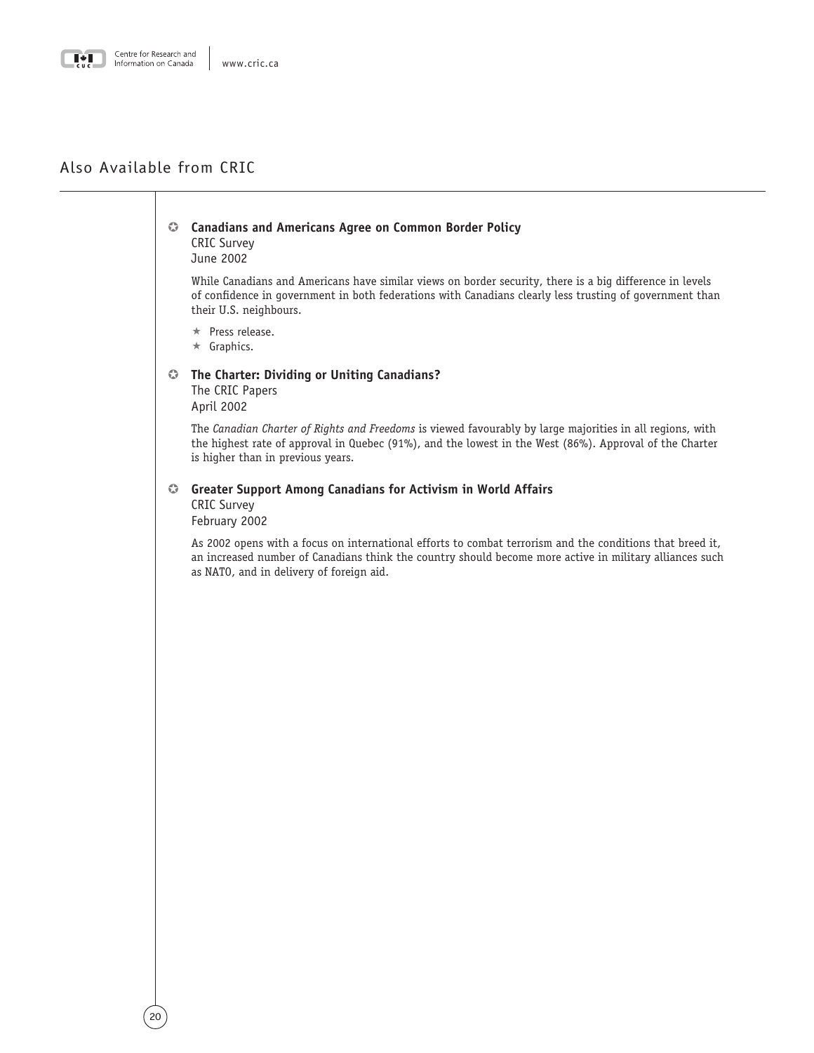## Also Available from CRIC

- **Canadians and Americans Agree on Common Border Policy**
  CRIC Survey
  June 2002

  While Canadians and Americans have similar views on border security, there is a big difference in levels of confidence in government in both federations with Canadians clearly less trusting of government than their U.S. neighbours.

  - Press release.
  - Graphics.

- **The Charter: Dividing or Uniting Canadians?**
  The CRIC Papers
  April 2002

  The *Canadian Charter of Rights and Freedoms* is viewed favourably by large majorities in all regions, with the highest rate of approval in Quebec (91%), and the lowest in the West (86%). Approval of the Charter is higher than in previous years.

- **Greater Support Among Canadians for Activism in World Affairs**
  CRIC Survey
  February 2002

  As 2002 opens with a focus on international efforts to combat terrorism and the conditions that breed it, an increased number of Canadians think the country should become more active in military alliances such as NATO, and in delivery of foreign aid.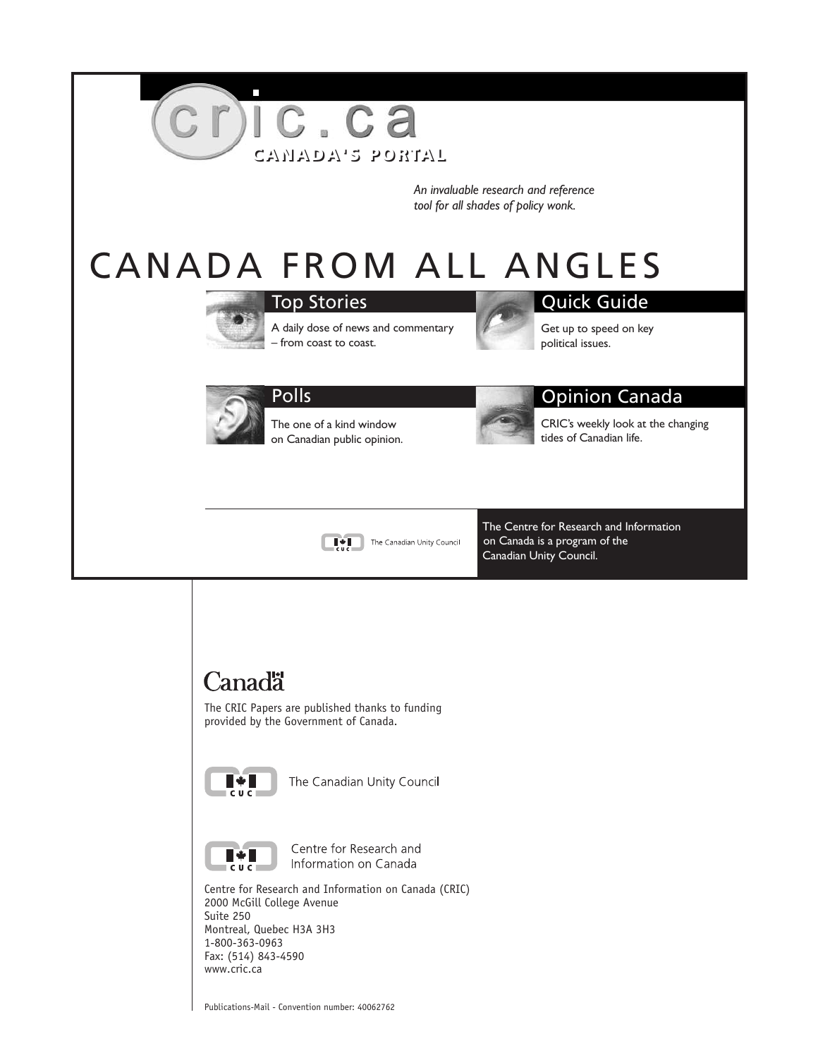cric.ca

CANADA'S PORTAL

*An invaluable research and reference tool for all shades of policy wonk.*

# CANADA FROM ALL ANGLES

## Top Stories

A daily dose of news and commentary – from coast to coast.

## Quick Guide

Get up to speed on key political issues.

## Polls

The one of a kind window on Canadian public opinion.

## Opinion Canada

CRIC's weekly look at the changing tides of Canadian life.

The Canadian Unity Council

The Centre for Research and Information on Canada is a program of the Canadian Unity Council.

Canada

The CRIC Papers are published thanks to funding provided by the Government of Canada.

The Canadian Unity Council

Centre for Research and Information on Canada

Centre for Research and Information on Canada (CRIC)
2000 McGill College Avenue
Suite 250
Montreal, Quebec H3A 3H3
1-800-363-0963
Fax: (514) 843-4590
www.cric.ca

Publications-Mail - Convention number: 40062762